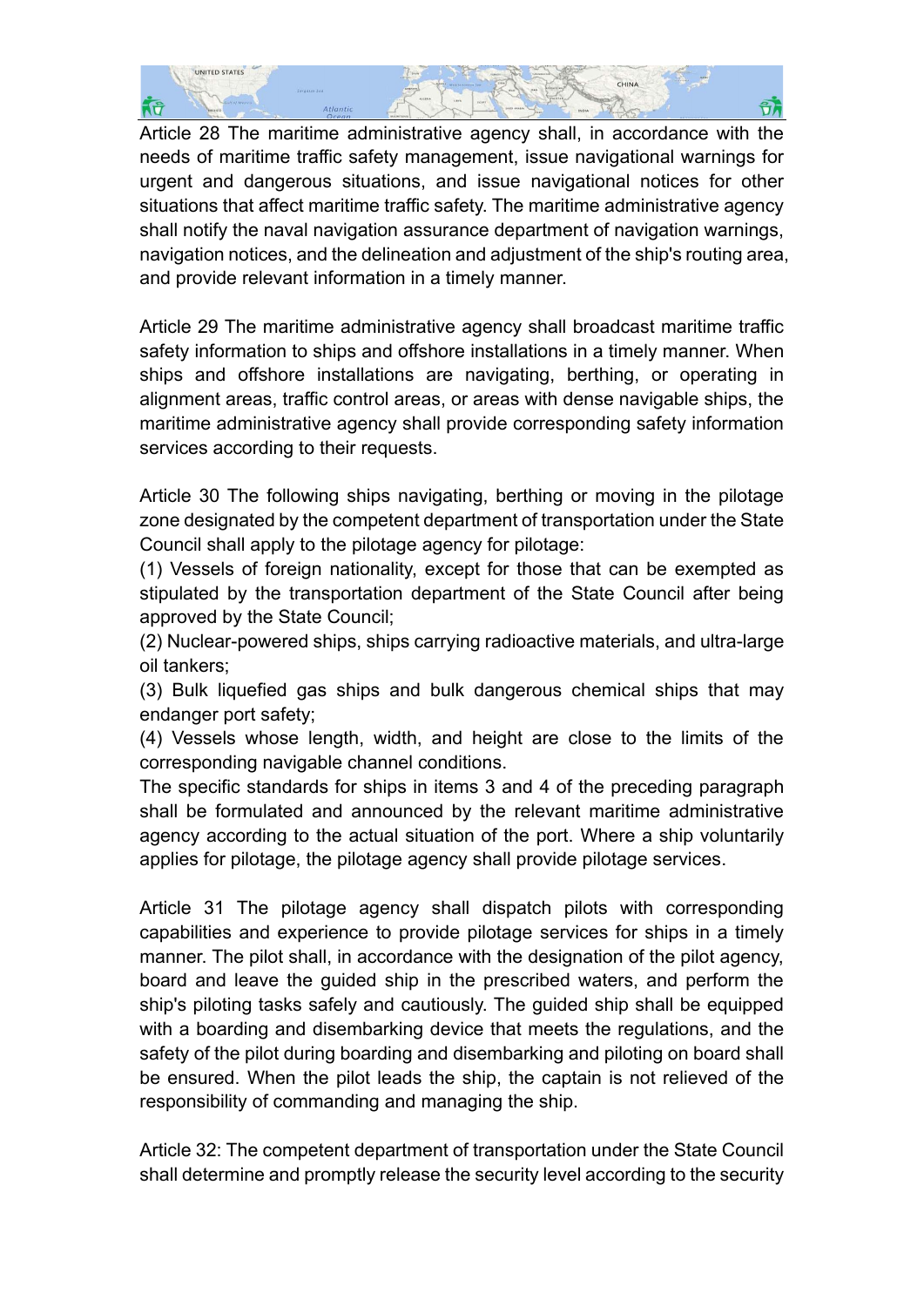Article 28 The maritime administrative agency shall, in accordance with the needs of maritime traffic safety management, issue navigational warnings for urgent and dangerous situations, and issue navigational notices for other situations that affect maritime traffic safety. The maritime administrative agency shall notify the naval navigation assurance department of navigation warnings, navigation notices, and the delineation and adjustment of the ship's routing area, and provide relevant information in a timely manner.

Article 29 The maritime administrative agency shall broadcast maritime traffic safety information to ships and offshore installations in a timely manner. When ships and offshore installations are navigating, berthing, or operating in alignment areas, traffic control areas, or areas with dense navigable ships, the maritime administrative agency shall provide corresponding safety information services according to their requests.

Article 30 The following ships navigating, berthing or moving in the pilotage zone designated by the competent department of transportation under the State Council shall apply to the pilotage agency for pilotage:

(1) Vessels of foreign nationality, except for those that can be exempted as stipulated by the transportation department of the State Council after being approved by the State Council;

(2) Nuclear-powered ships, ships carrying radioactive materials, and ultra-large oil tankers;

(3) Bulk liquefied gas ships and bulk dangerous chemical ships that may endanger port safety;

(4) Vessels whose length, width, and height are close to the limits of the corresponding navigable channel conditions.

The specific standards for ships in items 3 and 4 of the preceding paragraph shall be formulated and announced by the relevant maritime administrative agency according to the actual situation of the port. Where a ship voluntarily applies for pilotage, the pilotage agency shall provide pilotage services.

Article 31 The pilotage agency shall dispatch pilots with corresponding capabilities and experience to provide pilotage services for ships in a timely manner. The pilot shall, in accordance with the designation of the pilot agency, board and leave the guided ship in the prescribed waters, and perform the ship's piloting tasks safely and cautiously. The guided ship shall be equipped with a boarding and disembarking device that meets the regulations, and the safety of the pilot during boarding and disembarking and piloting on board shall be ensured. When the pilot leads the ship, the captain is not relieved of the responsibility of commanding and managing the ship.

Article 32: The competent department of transportation under the State Council shall determine and promptly release the security level according to the security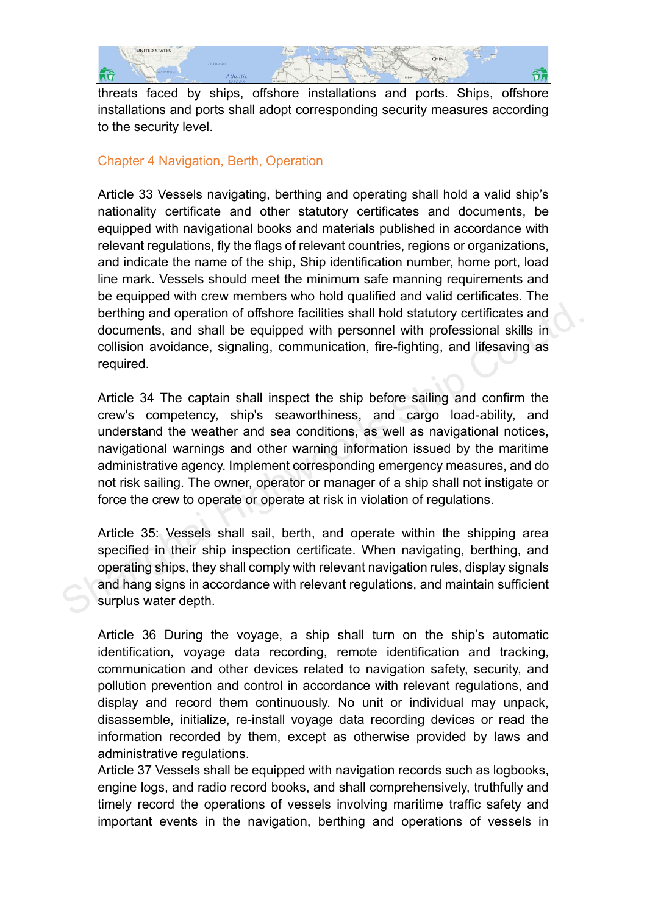threats faced by ships, offshore installations and ports. Ships, offshore installations and ports shall adopt corresponding security measures according to the security level.

## Chapter 4 Navigation, Berth, Operation

Article 33 Vessels navigating, berthing and operating shall hold a valid ship's nationality certificate and other statutory certificates and documents, be equipped with navigational books and materials published in accordance with relevant regulations, fly the flags of relevant countries, regions or organizations, and indicate the name of the ship, Ship identification number, home port, load line mark. Vessels should meet the minimum safe manning requirements and be equipped with crew members who hold qualified and valid certificates. The berthing and operation of offshore facilities shall hold statutory certificates and documents, and shall be equipped with personnel with professional skills in collision avoidance, signaling, communication, fire-fighting, and lifesaving as required.

Article 34 The captain shall inspect the ship before sailing and confirm the crew's competency, ship's seaworthiness, and cargo load-ability, and understand the weather and sea conditions, as well as navigational notices, navigational warnings and other warning information issued by the maritime administrative agency. Implement corresponding emergency measures, and do not risk sailing. The owner, operator or manager of a ship shall not instigate or force the crew to operate or operate at risk in violation of regulations.

Article 35: Vessels shall sail, berth, and operate within the shipping area specified in their ship inspection certificate. When navigating, berthing, and operating ships, they shall comply with relevant navigation rules, display signals and hang signs in accordance with relevant regulations, and maintain sufficient surplus water depth.

Article 36 During the voyage, a ship shall turn on the ship's automatic identification, voyage data recording, remote identification and tracking, communication and other devices related to navigation safety, security, and pollution prevention and control in accordance with relevant regulations, and display and record them continuously. No unit or individual may unpack, disassemble, initialize, re-install voyage data recording devices or read the information recorded by them, except as otherwise provided by laws and administrative regulations.

Article 37 Vessels shall be equipped with navigation records such as logbooks, engine logs, and radio record books, and shall comprehensively, truthfully and timely record the operations of vessels involving maritime traffic safety and important events in the navigation, berthing and operations of vessels in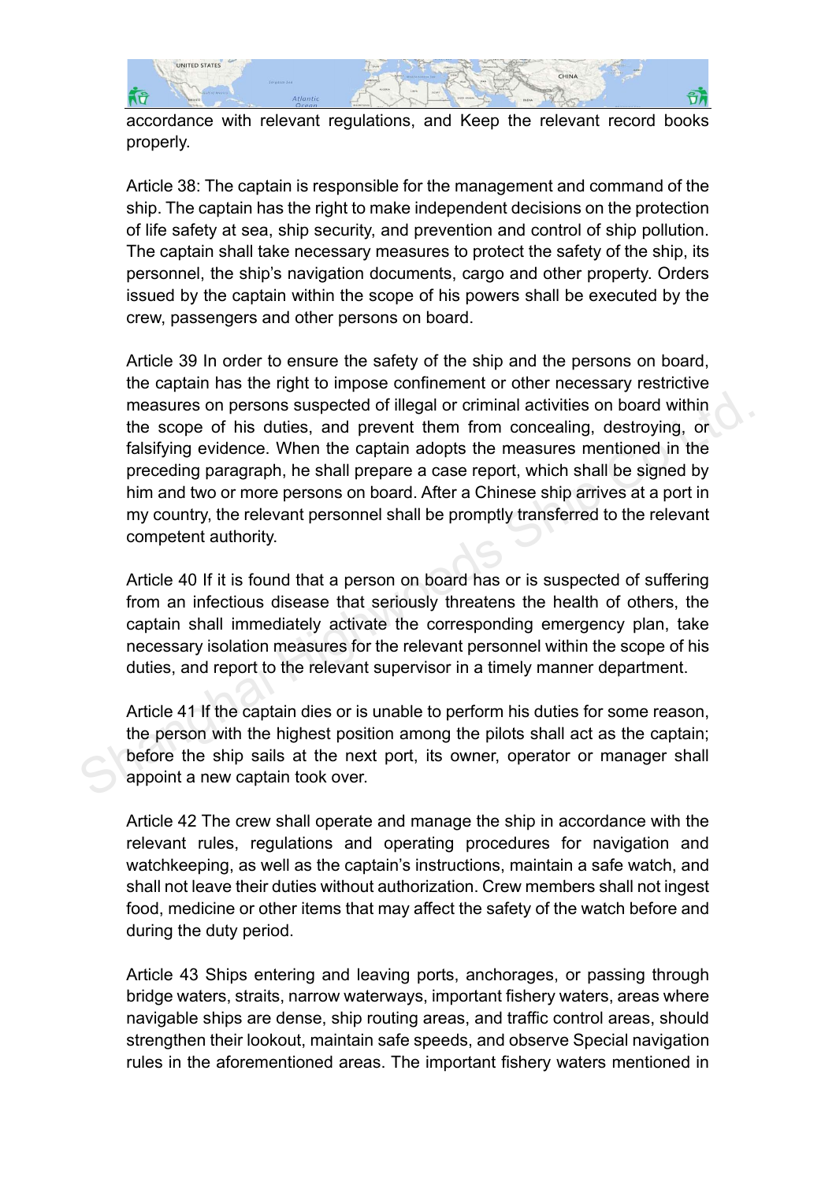accordance with relevant regulations, and Keep the relevant record books properly.

Article 38: The captain is responsible for the management and command of the ship. The captain has the right to make independent decisions on the protection of life safety at sea, ship security, and prevention and control of ship pollution. The captain shall take necessary measures to protect the safety of the ship, its personnel, the ship's navigation documents, cargo and other property. Orders issued by the captain within the scope of his powers shall be executed by the crew, passengers and other persons on board.

Article 39 In order to ensure the safety of the ship and the persons on board, the captain has the right to impose confinement or other necessary restrictive measures on persons suspected of illegal or criminal activities on board within the scope of his duties, and prevent them from concealing, destroying, or falsifying evidence. When the captain adopts the measures mentioned in the preceding paragraph, he shall prepare a case report, which shall be signed by him and two or more persons on board. After a Chinese ship arrives at a port in my country, the relevant personnel shall be promptly transferred to the relevant competent authority.

Article 40 If it is found that a person on board has or is suspected of suffering from an infectious disease that seriously threatens the health of others, the captain shall immediately activate the corresponding emergency plan, take necessary isolation measures for the relevant personnel within the scope of his duties, and report to the relevant supervisor in a timely manner department.

Article 41 If the captain dies or is unable to perform his duties for some reason, the person with the highest position among the pilots shall act as the captain; before the ship sails at the next port, its owner, operator or manager shall appoint a new captain took over.

Article 42 The crew shall operate and manage the ship in accordance with the relevant rules, regulations and operating procedures for navigation and watchkeeping, as well as the captain's instructions, maintain a safe watch, and shall not leave their duties without authorization. Crew members shall not ingest food, medicine or other items that may affect the safety of the watch before and during the duty period.

Article 43 Ships entering and leaving ports, anchorages, or passing through bridge waters, straits, narrow waterways, important fishery waters, areas where navigable ships are dense, ship routing areas, and traffic control areas, should strengthen their lookout, maintain safe speeds, and observe Special navigation rules in the aforementioned areas. The important fishery waters mentioned in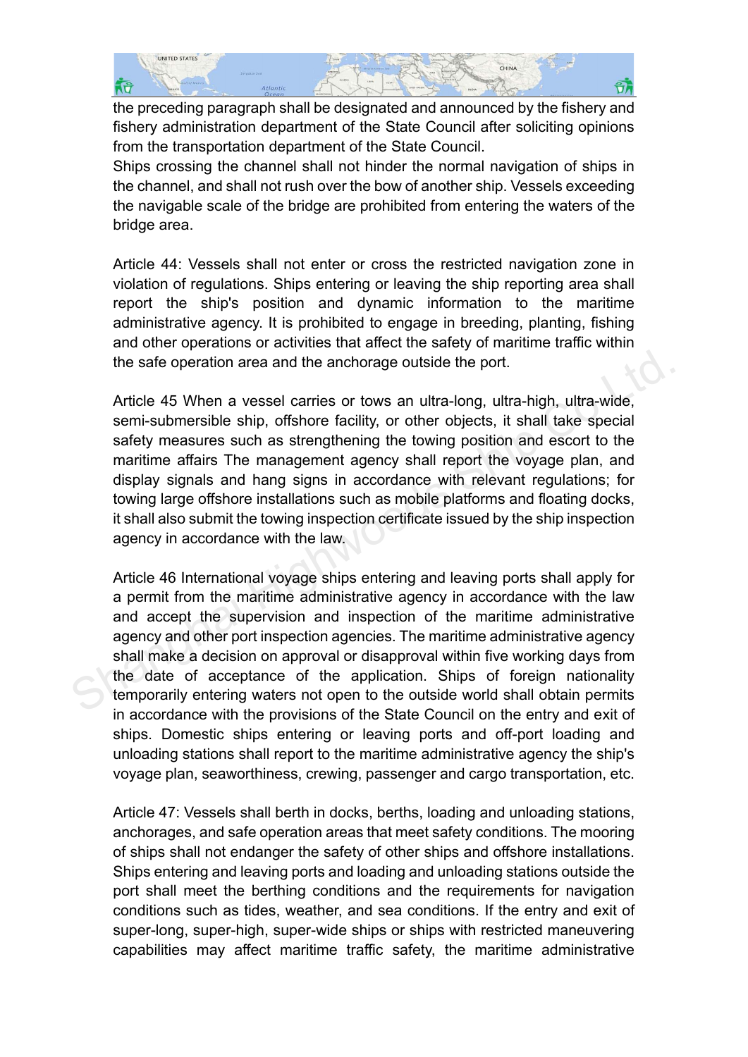the preceding paragraph shall be designated and announced by the fishery and fishery administration department of the State Council after soliciting opinions from the transportation department of the State Council.

Ships crossing the channel shall not hinder the normal navigation of ships in the channel, and shall not rush over the bow of another ship. Vessels exceeding the navigable scale of the bridge are prohibited from entering the waters of the bridge area.

Article 44: Vessels shall not enter or cross the restricted navigation zone in violation of regulations. Ships entering or leaving the ship reporting area shall report the ship's position and dynamic information to the maritime administrative agency. It is prohibited to engage in breeding, planting, fishing and other operations or activities that affect the safety of maritime traffic within the safe operation area and the anchorage outside the port.

Article 45 When a vessel carries or tows an ultra-long, ultra-high, ultra-wide, semi-submersible ship, offshore facility, or other objects, it shall take special safety measures such as strengthening the towing position and escort to the maritime affairs The management agency shall report the voyage plan, and display signals and hang signs in accordance with relevant regulations; for towing large offshore installations such as mobile platforms and floating docks, it shall also submit the towing inspection certificate issued by the ship inspection agency in accordance with the law.

Article 46 International voyage ships entering and leaving ports shall apply for a permit from the maritime administrative agency in accordance with the law and accept the supervision and inspection of the maritime administrative agency and other port inspection agencies. The maritime administrative agency shall make a decision on approval or disapproval within five working days from the date of acceptance of the application. Ships of foreign nationality temporarily entering waters not open to the outside world shall obtain permits in accordance with the provisions of the State Council on the entry and exit of ships. Domestic ships entering or leaving ports and off-port loading and unloading stations shall report to the maritime administrative agency the ship's voyage plan, seaworthiness, crewing, passenger and cargo transportation, etc.

Article 47: Vessels shall berth in docks, berths, loading and unloading stations, anchorages, and safe operation areas that meet safety conditions. The mooring of ships shall not endanger the safety of other ships and offshore installations. Ships entering and leaving ports and loading and unloading stations outside the port shall meet the berthing conditions and the requirements for navigation conditions such as tides, weather, and sea conditions. If the entry and exit of super-long, super-high, super-wide ships or ships with restricted maneuvering capabilities may affect maritime traffic safety, the maritime administrative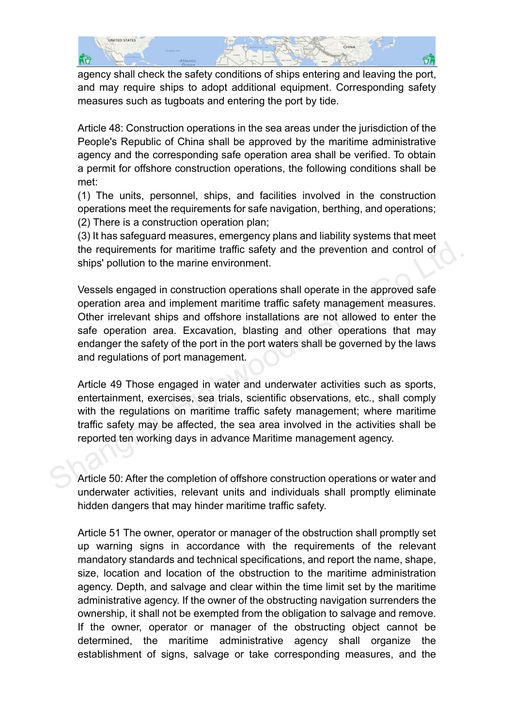agency shall check the safety conditions of ships entering and leaving the port, and may require ships to adopt additional equipment. Corresponding safety measures such as tugboats and entering the port by tide.

Article 48: Construction operations in the sea areas under the jurisdiction of the People's Republic of China shall be approved by the maritime administrative agency and the corresponding safe operation area shall be verified. To obtain a permit for offshore construction operations, the following conditions shall be met:

(1) The units, personnel, ships, and facilities involved in the construction operations meet the requirements for safe navigation, berthing, and operations;
(2) There is a construction operation plan;
(3) It has safeguard measures, emergency plans and liability systems that meet the requirements for maritime traffic safety and the prevention and control of ships' pollution to the marine environment.

Vessels engaged in construction operations shall operate in the approved safe operation area and implement maritime traffic safety management measures. Other irrelevant ships and offshore installations are not allowed to enter the safe operation area. Excavation, blasting and other operations that may endanger the safety of the port in the port waters shall be governed by the laws and regulations of port management.

Article 49 Those engaged in water and underwater activities such as sports, entertainment, exercises, sea trials, scientific observations, etc., shall comply with the regulations on maritime traffic safety management; where maritime traffic safety may be affected, the sea area involved in the activities shall be reported ten working days in advance Maritime management agency.

Article 50: After the completion of offshore construction operations or water and underwater activities, relevant units and individuals shall promptly eliminate hidden dangers that may hinder maritime traffic safety.

Article 51 The owner, operator or manager of the obstruction shall promptly set up warning signs in accordance with the requirements of the relevant mandatory standards and technical specifications, and report the name, shape, size, location and location of the obstruction to the maritime administration agency. Depth, and salvage and clear within the time limit set by the maritime administrative agency. If the owner of the obstructing navigation surrenders the ownership, it shall not be exempted from the obligation to salvage and remove. If the owner, operator or manager of the obstructing object cannot be determined, the maritime administrative agency shall organize the establishment of signs, salvage or take corresponding measures, and the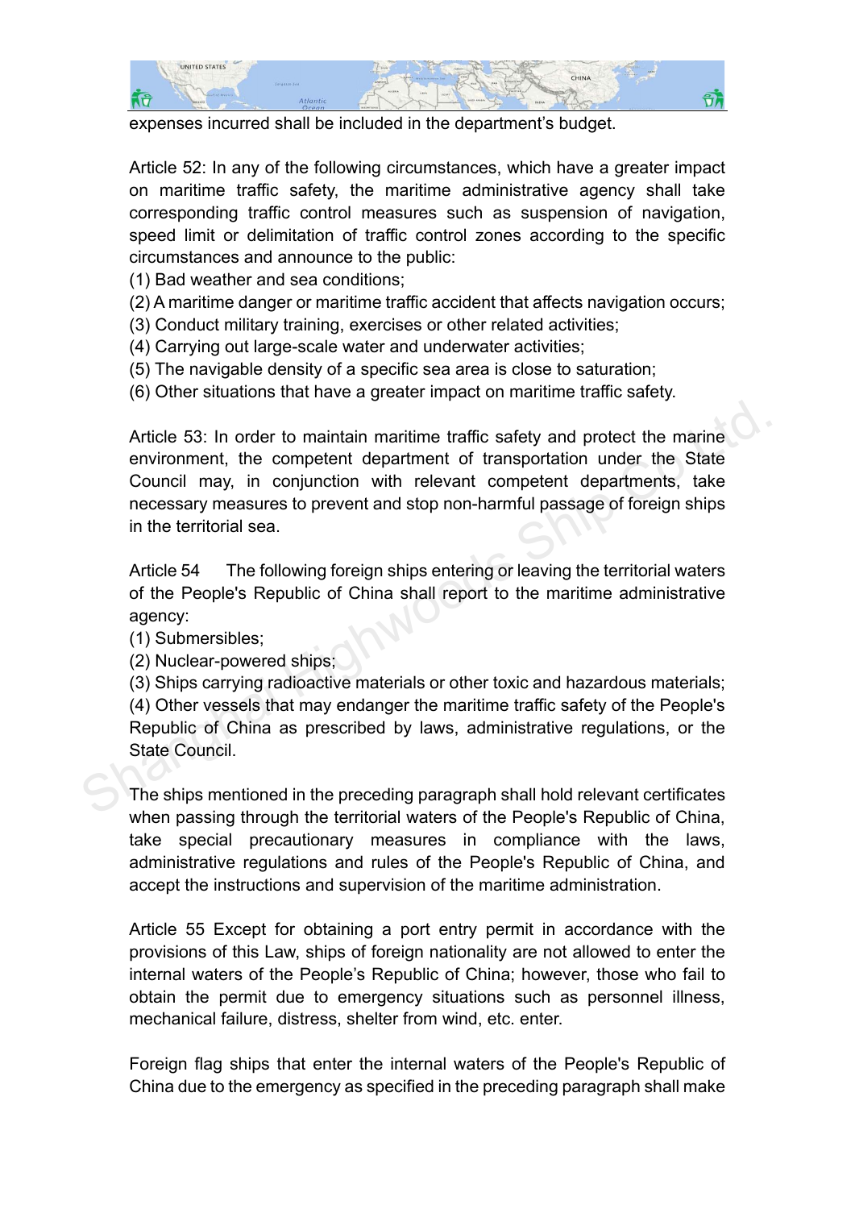expenses incurred shall be included in the department's budget.

Article 52: In any of the following circumstances, which have a greater impact on maritime traffic safety, the maritime administrative agency shall take corresponding traffic control measures such as suspension of navigation, speed limit or delimitation of traffic control zones according to the specific circumstances and announce to the public:

(1) Bad weather and sea conditions;
(2) A maritime danger or maritime traffic accident that affects navigation occurs;
(3) Conduct military training, exercises or other related activities;
(4) Carrying out large-scale water and underwater activities;
(5) The navigable density of a specific sea area is close to saturation;
(6) Other situations that have a greater impact on maritime traffic safety.

Article 53: In order to maintain maritime traffic safety and protect the marine environment, the competent department of transportation under the State Council may, in conjunction with relevant competent departments, take necessary measures to prevent and stop non-harmful passage of foreign ships in the territorial sea.

Article 54 The following foreign ships entering or leaving the territorial waters of the People's Republic of China shall report to the maritime administrative agency:

(1) Submersibles;
(2) Nuclear-powered ships;
(3) Ships carrying radioactive materials or other toxic and hazardous materials;
(4) Other vessels that may endanger the maritime traffic safety of the People's Republic of China as prescribed by laws, administrative regulations, or the State Council.

The ships mentioned in the preceding paragraph shall hold relevant certificates when passing through the territorial waters of the People's Republic of China, take special precautionary measures in compliance with the laws, administrative regulations and rules of the People's Republic of China, and accept the instructions and supervision of the maritime administration.

Article 55 Except for obtaining a port entry permit in accordance with the provisions of this Law, ships of foreign nationality are not allowed to enter the internal waters of the People's Republic of China; however, those who fail to obtain the permit due to emergency situations such as personnel illness, mechanical failure, distress, shelter from wind, etc. enter.

Foreign flag ships that enter the internal waters of the People's Republic of China due to the emergency as specified in the preceding paragraph shall make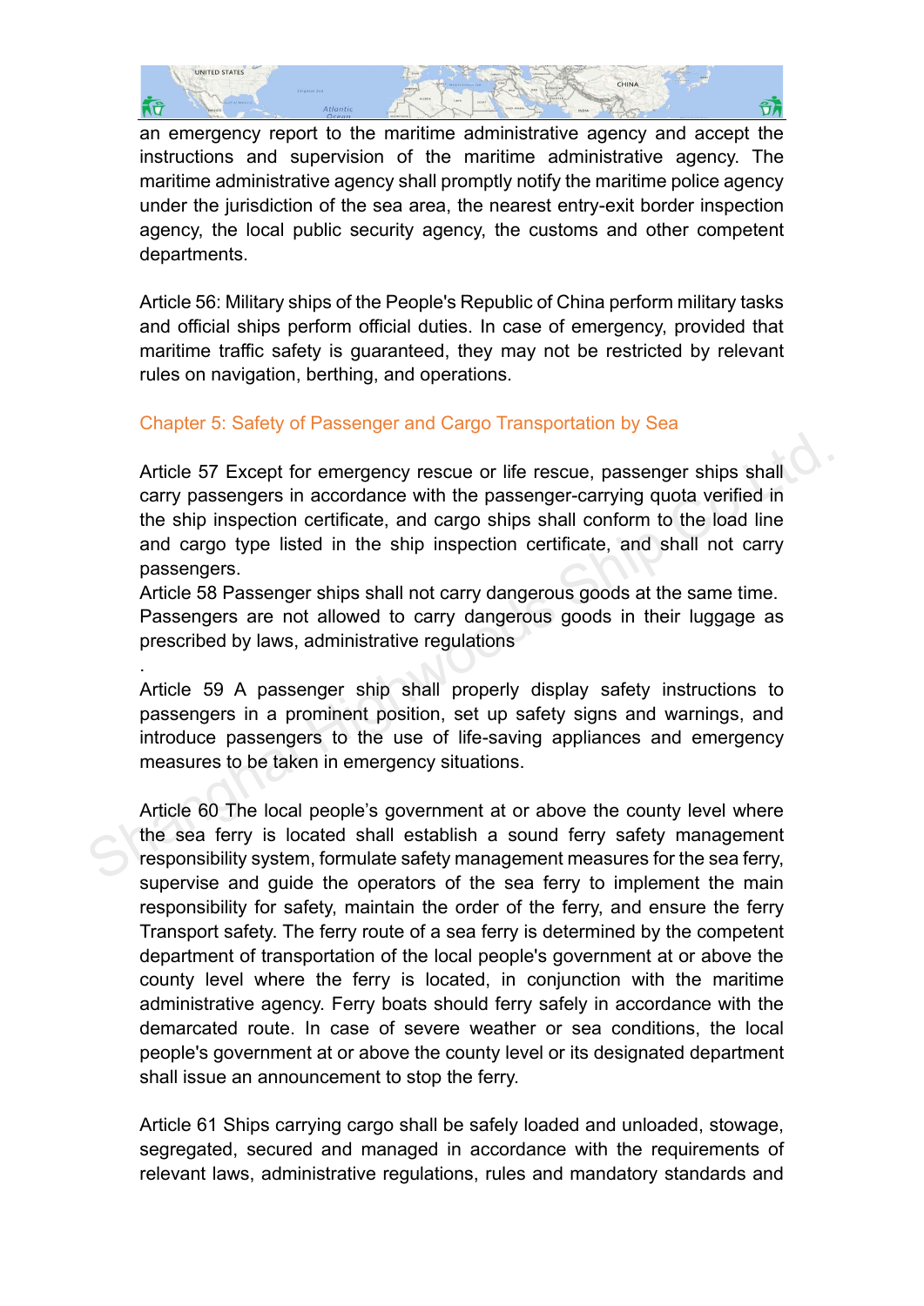an emergency report to the maritime administrative agency and accept the instructions and supervision of the maritime administrative agency. The maritime administrative agency shall promptly notify the maritime police agency under the jurisdiction of the sea area, the nearest entry-exit border inspection agency, the local public security agency, the customs and other competent departments.

Article 56: Military ships of the People's Republic of China perform military tasks and official ships perform official duties. In case of emergency, provided that maritime traffic safety is guaranteed, they may not be restricted by relevant rules on navigation, berthing, and operations.

## Chapter 5: Safety of Passenger and Cargo Transportation by Sea

Article 57 Except for emergency rescue or life rescue, passenger ships shall carry passengers in accordance with the passenger-carrying quota verified in the ship inspection certificate, and cargo ships shall conform to the load line and cargo type listed in the ship inspection certificate, and shall not carry passengers.

Article 58 Passenger ships shall not carry dangerous goods at the same time. Passengers are not allowed to carry dangerous goods in their luggage as prescribed by laws, administrative regulations

.

Article 59 A passenger ship shall properly display safety instructions to passengers in a prominent position, set up safety signs and warnings, and introduce passengers to the use of life-saving appliances and emergency measures to be taken in emergency situations.

Article 60 The local people’s government at or above the county level where the sea ferry is located shall establish a sound ferry safety management responsibility system, formulate safety management measures for the sea ferry, supervise and guide the operators of the sea ferry to implement the main responsibility for safety, maintain the order of the ferry, and ensure the ferry Transport safety. The ferry route of a sea ferry is determined by the competent department of transportation of the local people's government at or above the county level where the ferry is located, in conjunction with the maritime administrative agency. Ferry boats should ferry safely in accordance with the demarcated route. In case of severe weather or sea conditions, the local people's government at or above the county level or its designated department shall issue an announcement to stop the ferry.

Article 61 Ships carrying cargo shall be safely loaded and unloaded, stowage, segregated, secured and managed in accordance with the requirements of relevant laws, administrative regulations, rules and mandatory standards and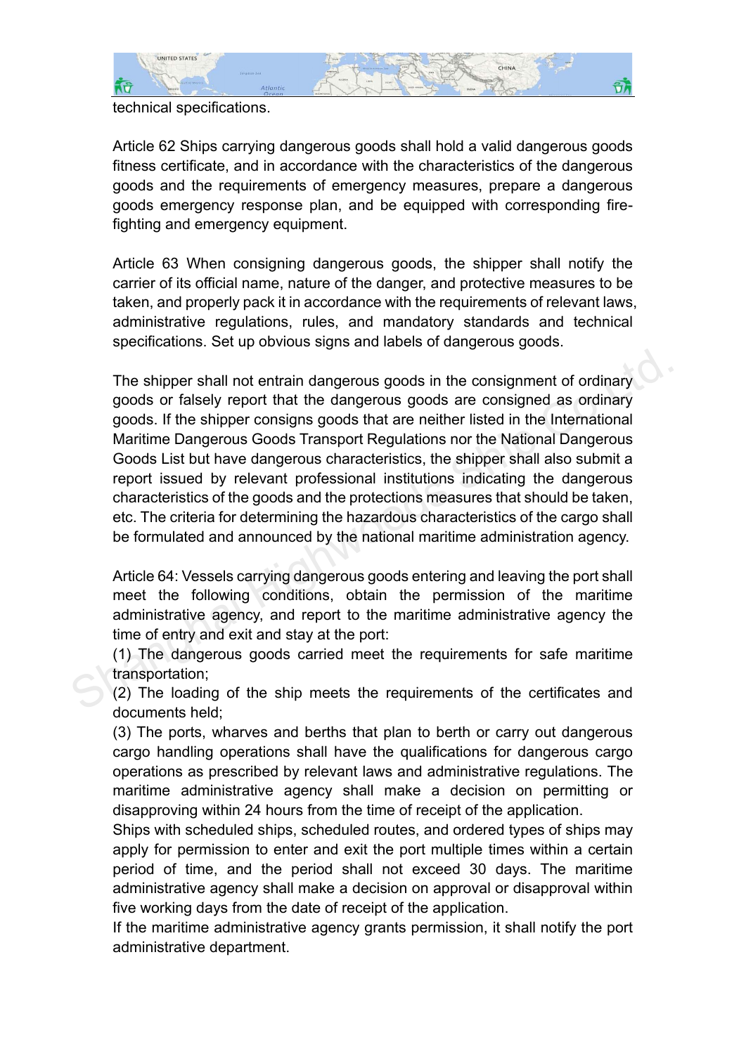technical specifications.

Article 62 Ships carrying dangerous goods shall hold a valid dangerous goods fitness certificate, and in accordance with the characteristics of the dangerous goods and the requirements of emergency measures, prepare a dangerous goods emergency response plan, and be equipped with corresponding fire-fighting and emergency equipment.

Article 63 When consigning dangerous goods, the shipper shall notify the carrier of its official name, nature of the danger, and protective measures to be taken, and properly pack it in accordance with the requirements of relevant laws, administrative regulations, rules, and mandatory standards and technical specifications. Set up obvious signs and labels of dangerous goods.

The shipper shall not entrain dangerous goods in the consignment of ordinary goods or falsely report that the dangerous goods are consigned as ordinary goods. If the shipper consigns goods that are neither listed in the International Maritime Dangerous Goods Transport Regulations nor the National Dangerous Goods List but have dangerous characteristics, the shipper shall also submit a report issued by relevant professional institutions indicating the dangerous characteristics of the goods and the protections measures that should be taken, etc. The criteria for determining the hazardous characteristics of the cargo shall be formulated and announced by the national maritime administration agency.

Article 64: Vessels carrying dangerous goods entering and leaving the port shall meet the following conditions, obtain the permission of the maritime administrative agency, and report to the maritime administrative agency the time of entry and exit and stay at the port:

(1) The dangerous goods carried meet the requirements for safe maritime transportation;

(2) The loading of the ship meets the requirements of the certificates and documents held;

(3) The ports, wharves and berths that plan to berth or carry out dangerous cargo handling operations shall have the qualifications for dangerous cargo operations as prescribed by relevant laws and administrative regulations. The maritime administrative agency shall make a decision on permitting or disapproving within 24 hours from the time of receipt of the application.

Ships with scheduled ships, scheduled routes, and ordered types of ships may apply for permission to enter and exit the port multiple times within a certain period of time, and the period shall not exceed 30 days. The maritime administrative agency shall make a decision on approval or disapproval within five working days from the date of receipt of the application.

If the maritime administrative agency grants permission, it shall notify the port administrative department.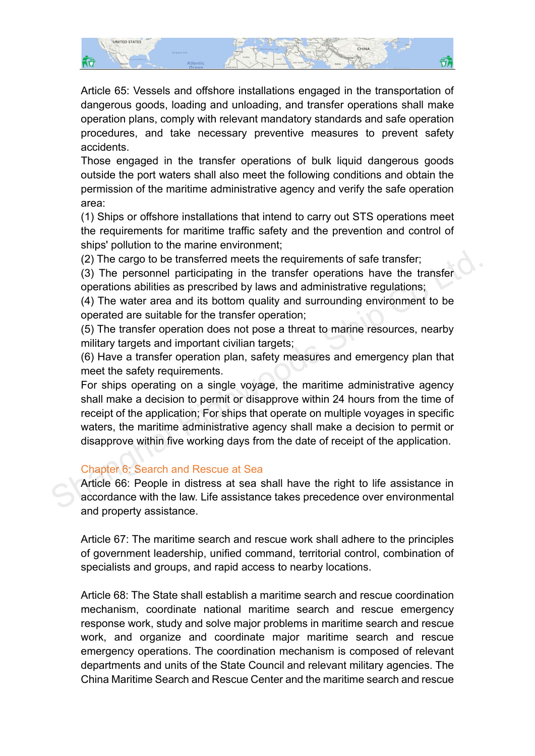Article 65: Vessels and offshore installations engaged in the transportation of dangerous goods, loading and unloading, and transfer operations shall make operation plans, comply with relevant mandatory standards and safe operation procedures, and take necessary preventive measures to prevent safety accidents.

Those engaged in the transfer operations of bulk liquid dangerous goods outside the port waters shall also meet the following conditions and obtain the permission of the maritime administrative agency and verify the safe operation area:

(1) Ships or offshore installations that intend to carry out STS operations meet the requirements for maritime traffic safety and the prevention and control of ships' pollution to the marine environment;

(2) The cargo to be transferred meets the requirements of safe transfer;

(3) The personnel participating in the transfer operations have the transfer operations abilities as prescribed by laws and administrative regulations;

(4) The water area and its bottom quality and surrounding environment to be operated are suitable for the transfer operation;

(5) The transfer operation does not pose a threat to marine resources, nearby military targets and important civilian targets;

(6) Have a transfer operation plan, safety measures and emergency plan that meet the safety requirements.

For ships operating on a single voyage, the maritime administrative agency shall make a decision to permit or disapprove within 24 hours from the time of receipt of the application; For ships that operate on multiple voyages in specific waters, the maritime administrative agency shall make a decision to permit or disapprove within five working days from the date of receipt of the application.

## Chapter 6: Search and Rescue at Sea

Article 66: People in distress at sea shall have the right to life assistance in accordance with the law. Life assistance takes precedence over environmental and property assistance.

Article 67: The maritime search and rescue work shall adhere to the principles of government leadership, unified command, territorial control, combination of specialists and groups, and rapid access to nearby locations.

Article 68: The State shall establish a maritime search and rescue coordination mechanism, coordinate national maritime search and rescue emergency response work, study and solve major problems in maritime search and rescue work, and organize and coordinate major maritime search and rescue emergency operations. The coordination mechanism is composed of relevant departments and units of the State Council and relevant military agencies. The China Maritime Search and Rescue Center and the maritime search and rescue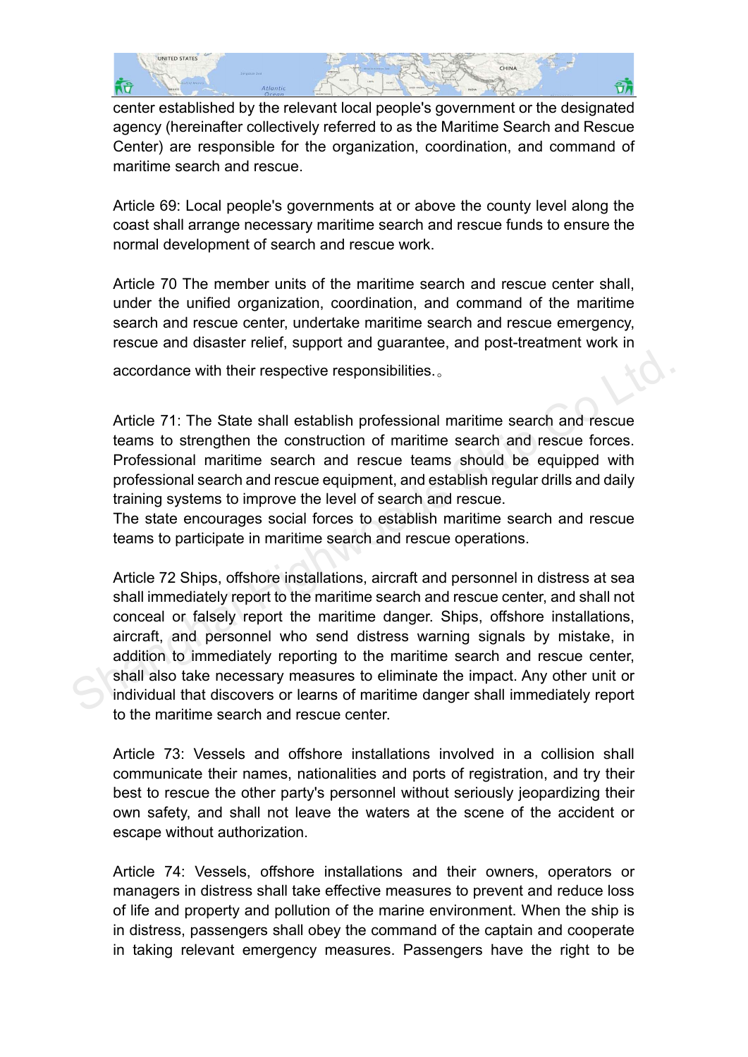center established by the relevant local people's government or the designated agency (hereinafter collectively referred to as the Maritime Search and Rescue Center) are responsible for the organization, coordination, and command of maritime search and rescue.

Article 69: Local people's governments at or above the county level along the coast shall arrange necessary maritime search and rescue funds to ensure the normal development of search and rescue work.

Article 70 The member units of the maritime search and rescue center shall, under the unified organization, coordination, and command of the maritime search and rescue center, undertake maritime search and rescue emergency, rescue and disaster relief, support and guarantee, and post-treatment work in accordance with their respective responsibilities.。

Article 71: The State shall establish professional maritime search and rescue teams to strengthen the construction of maritime search and rescue forces. Professional maritime search and rescue teams should be equipped with professional search and rescue equipment, and establish regular drills and daily training systems to improve the level of search and rescue.
The state encourages social forces to establish maritime search and rescue teams to participate in maritime search and rescue operations.

Article 72 Ships, offshore installations, aircraft and personnel in distress at sea shall immediately report to the maritime search and rescue center, and shall not conceal or falsely report the maritime danger. Ships, offshore installations, aircraft, and personnel who send distress warning signals by mistake, in addition to immediately reporting to the maritime search and rescue center, shall also take necessary measures to eliminate the impact. Any other unit or individual that discovers or learns of maritime danger shall immediately report to the maritime search and rescue center.

Article 73: Vessels and offshore installations involved in a collision shall communicate their names, nationalities and ports of registration, and try their best to rescue the other party's personnel without seriously jeopardizing their own safety, and shall not leave the waters at the scene of the accident or escape without authorization.

Article 74: Vessels, offshore installations and their owners, operators or managers in distress shall take effective measures to prevent and reduce loss of life and property and pollution of the marine environment. When the ship is in distress, passengers shall obey the command of the captain and cooperate in taking relevant emergency measures. Passengers have the right to be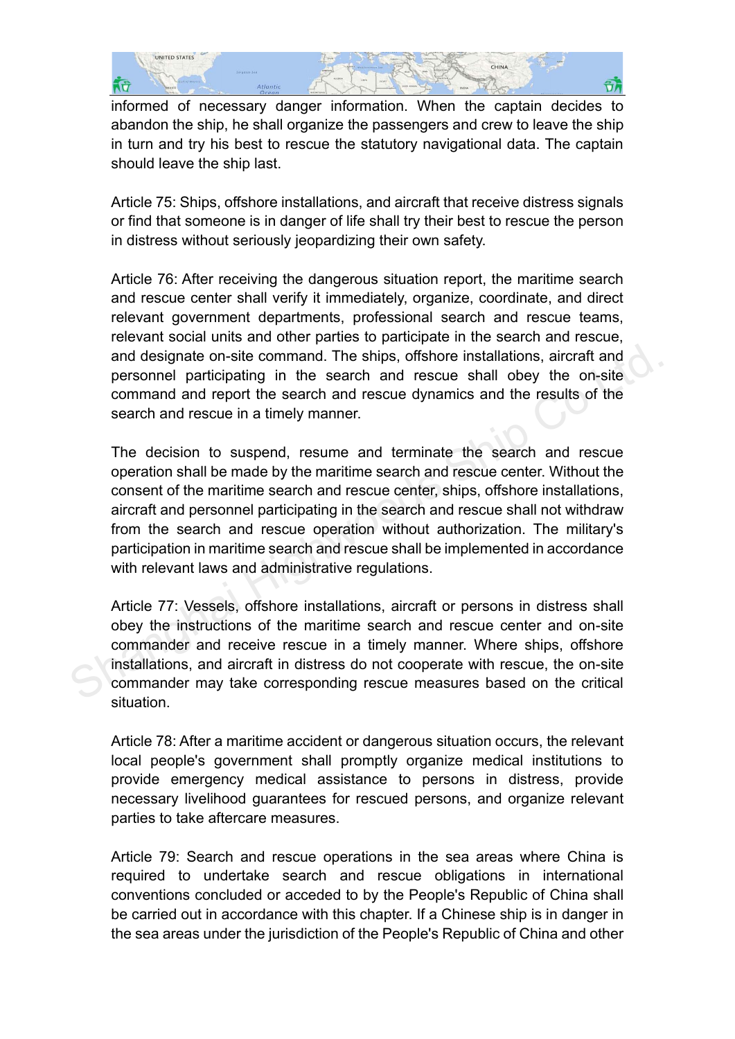informed of necessary danger information. When the captain decides to abandon the ship, he shall organize the passengers and crew to leave the ship in turn and try his best to rescue the statutory navigational data. The captain should leave the ship last.

Article 75: Ships, offshore installations, and aircraft that receive distress signals or find that someone is in danger of life shall try their best to rescue the person in distress without seriously jeopardizing their own safety.

Article 76: After receiving the dangerous situation report, the maritime search and rescue center shall verify it immediately, organize, coordinate, and direct relevant government departments, professional search and rescue teams, relevant social units and other parties to participate in the search and rescue, and designate on-site command. The ships, offshore installations, aircraft and personnel participating in the search and rescue shall obey the on-site command and report the search and rescue dynamics and the results of the search and rescue in a timely manner.

The decision to suspend, resume and terminate the search and rescue operation shall be made by the maritime search and rescue center. Without the consent of the maritime search and rescue center, ships, offshore installations, aircraft and personnel participating in the search and rescue shall not withdraw from the search and rescue operation without authorization. The military's participation in maritime search and rescue shall be implemented in accordance with relevant laws and administrative regulations.

Article 77: Vessels, offshore installations, aircraft or persons in distress shall obey the instructions of the maritime search and rescue center and on-site commander and receive rescue in a timely manner. Where ships, offshore installations, and aircraft in distress do not cooperate with rescue, the on-site commander may take corresponding rescue measures based on the critical situation.

Article 78: After a maritime accident or dangerous situation occurs, the relevant local people's government shall promptly organize medical institutions to provide emergency medical assistance to persons in distress, provide necessary livelihood guarantees for rescued persons, and organize relevant parties to take aftercare measures.

Article 79: Search and rescue operations in the sea areas where China is required to undertake search and rescue obligations in international conventions concluded or acceded to by the People's Republic of China shall be carried out in accordance with this chapter. If a Chinese ship is in danger in the sea areas under the jurisdiction of the People's Republic of China and other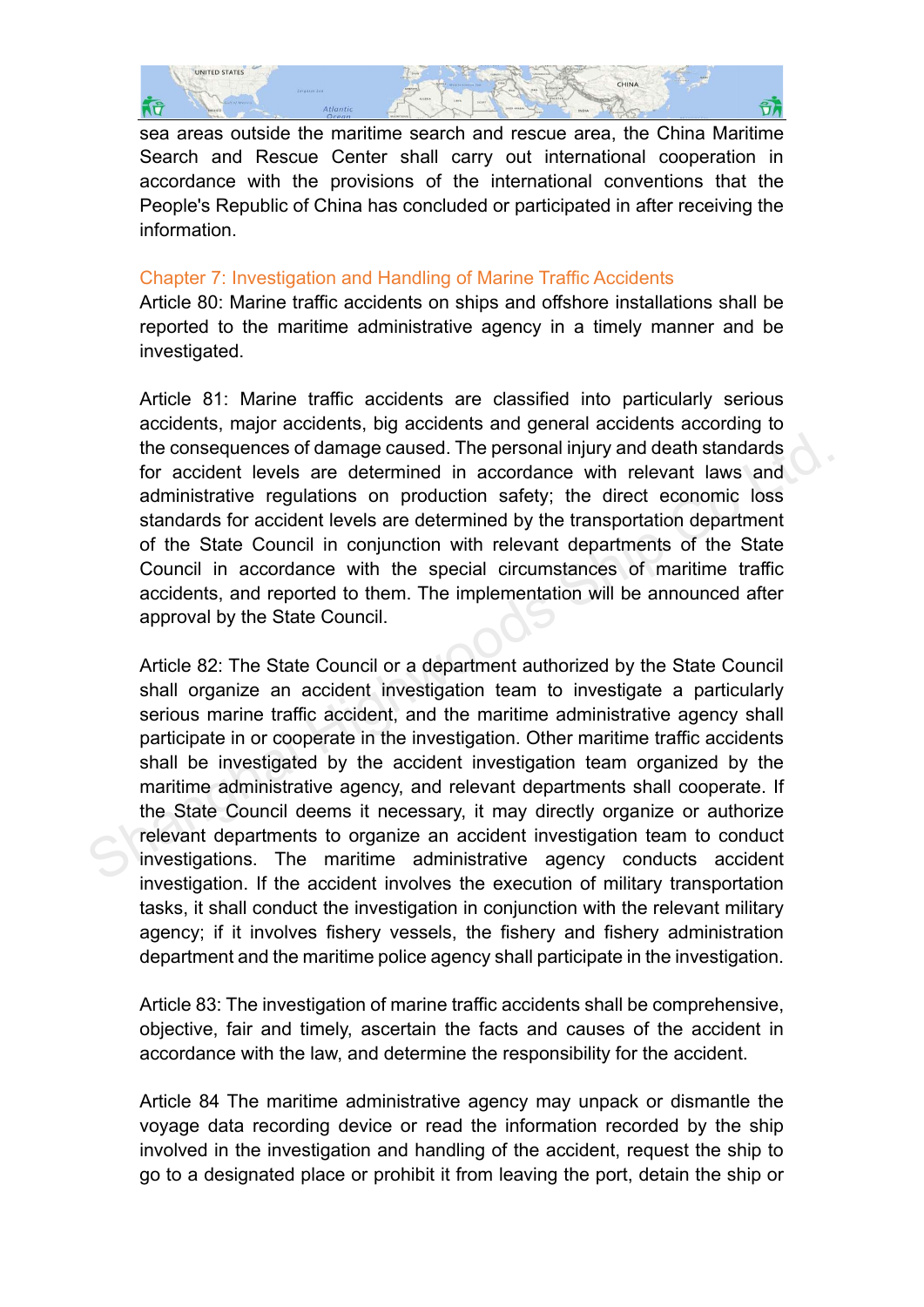sea areas outside the maritime search and rescue area, the China Maritime Search and Rescue Center shall carry out international cooperation in accordance with the provisions of the international conventions that the People's Republic of China has concluded or participated in after receiving the information.

## Chapter 7: Investigation and Handling of Marine Traffic Accidents

Article 80: Marine traffic accidents on ships and offshore installations shall be reported to the maritime administrative agency in a timely manner and be investigated.

Article 81: Marine traffic accidents are classified into particularly serious accidents, major accidents, big accidents and general accidents according to the consequences of damage caused. The personal injury and death standards for accident levels are determined in accordance with relevant laws and administrative regulations on production safety; the direct economic loss standards for accident levels are determined by the transportation department of the State Council in conjunction with relevant departments of the State Council in accordance with the special circumstances of maritime traffic accidents, and reported to them. The implementation will be announced after approval by the State Council.

Article 82: The State Council or a department authorized by the State Council shall organize an accident investigation team to investigate a particularly serious marine traffic accident, and the maritime administrative agency shall participate in or cooperate in the investigation. Other maritime traffic accidents shall be investigated by the accident investigation team organized by the maritime administrative agency, and relevant departments shall cooperate. If the State Council deems it necessary, it may directly organize or authorize relevant departments to organize an accident investigation team to conduct investigations. The maritime administrative agency conducts accident investigation. If the accident involves the execution of military transportation tasks, it shall conduct the investigation in conjunction with the relevant military agency; if it involves fishery vessels, the fishery and fishery administration department and the maritime police agency shall participate in the investigation.

Article 83: The investigation of marine traffic accidents shall be comprehensive, objective, fair and timely, ascertain the facts and causes of the accident in accordance with the law, and determine the responsibility for the accident.

Article 84 The maritime administrative agency may unpack or dismantle the voyage data recording device or read the information recorded by the ship involved in the investigation and handling of the accident, request the ship to go to a designated place or prohibit it from leaving the port, detain the ship or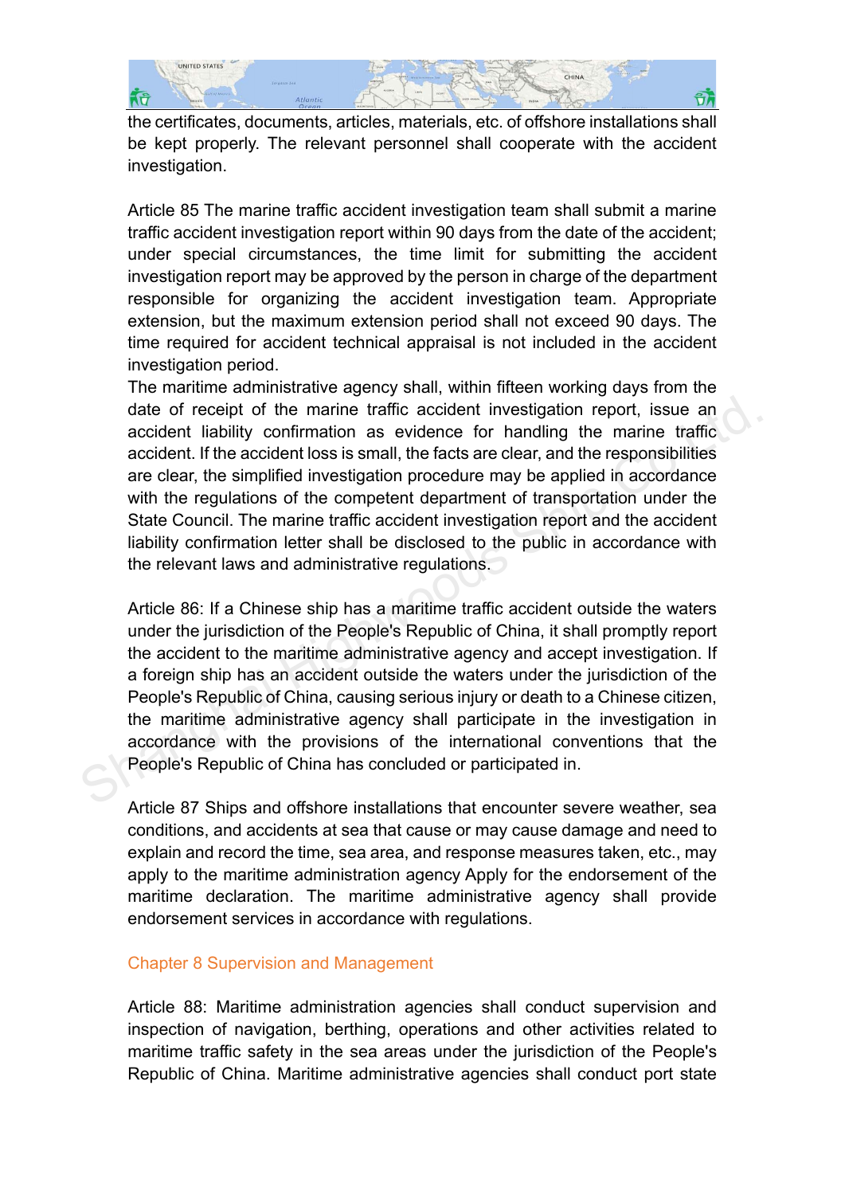the certificates, documents, articles, materials, etc. of offshore installations shall be kept properly. The relevant personnel shall cooperate with the accident investigation.

Article 85 The marine traffic accident investigation team shall submit a marine traffic accident investigation report within 90 days from the date of the accident; under special circumstances, the time limit for submitting the accident investigation report may be approved by the person in charge of the department responsible for organizing the accident investigation team. Appropriate extension, but the maximum extension period shall not exceed 90 days. The time required for accident technical appraisal is not included in the accident investigation period.

The maritime administrative agency shall, within fifteen working days from the date of receipt of the marine traffic accident investigation report, issue an accident liability confirmation as evidence for handling the marine traffic accident. If the accident loss is small, the facts are clear, and the responsibilities are clear, the simplified investigation procedure may be applied in accordance with the regulations of the competent department of transportation under the State Council. The marine traffic accident investigation report and the accident liability confirmation letter shall be disclosed to the public in accordance with the relevant laws and administrative regulations.

Article 86: If a Chinese ship has a maritime traffic accident outside the waters under the jurisdiction of the People's Republic of China, it shall promptly report the accident to the maritime administrative agency and accept investigation. If a foreign ship has an accident outside the waters under the jurisdiction of the People's Republic of China, causing serious injury or death to a Chinese citizen, the maritime administrative agency shall participate in the investigation in accordance with the provisions of the international conventions that the People's Republic of China has concluded or participated in.

Article 87 Ships and offshore installations that encounter severe weather, sea conditions, and accidents at sea that cause or may cause damage and need to explain and record the time, sea area, and response measures taken, etc., may apply to the maritime administration agency Apply for the endorsement of the maritime declaration. The maritime administrative agency shall provide endorsement services in accordance with regulations.

## Chapter 8 Supervision and Management

Article 88: Maritime administration agencies shall conduct supervision and inspection of navigation, berthing, operations and other activities related to maritime traffic safety in the sea areas under the jurisdiction of the People's Republic of China. Maritime administrative agencies shall conduct port state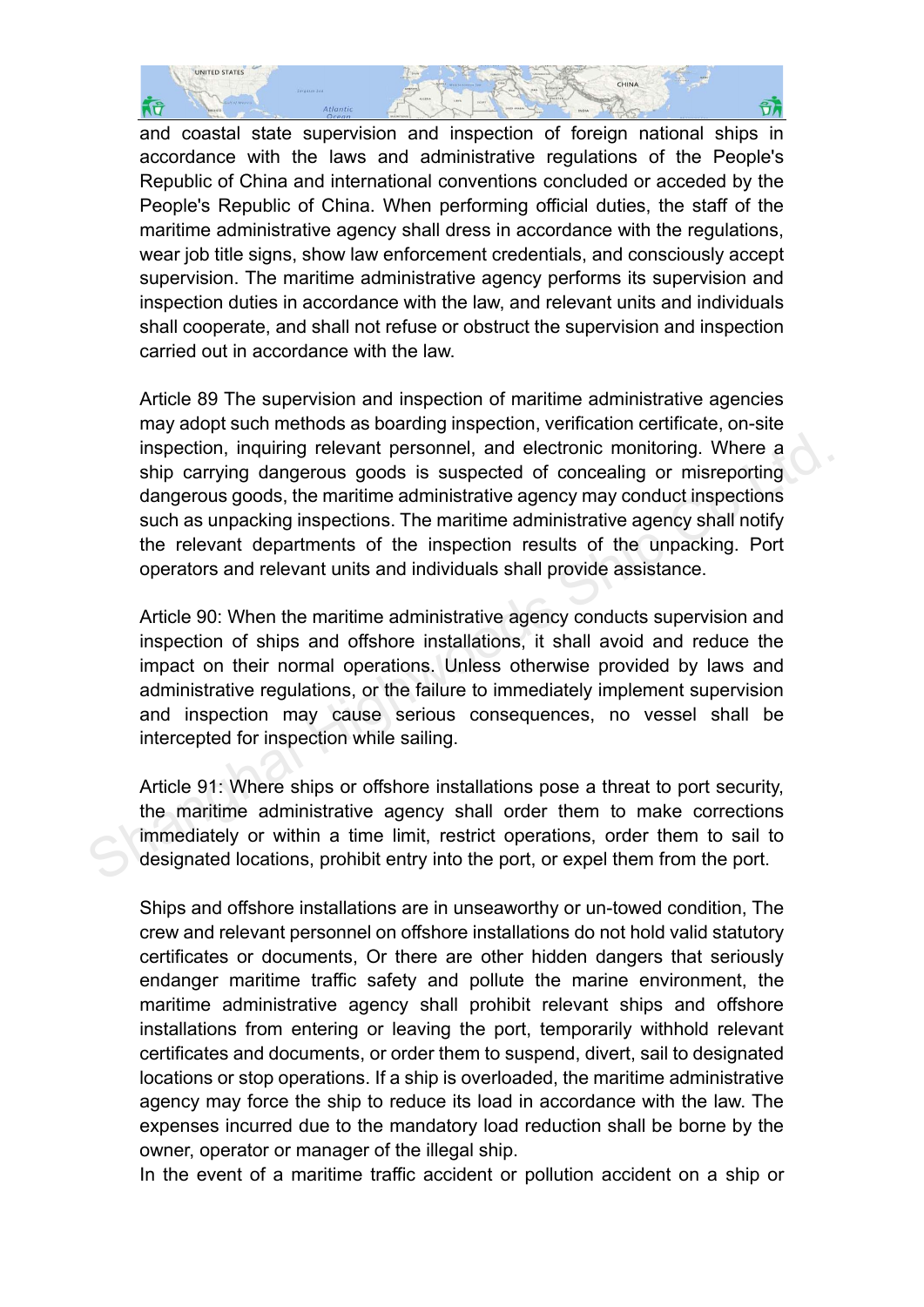and coastal state supervision and inspection of foreign national ships in accordance with the laws and administrative regulations of the People's Republic of China and international conventions concluded or acceded by the People's Republic of China. When performing official duties, the staff of the maritime administrative agency shall dress in accordance with the regulations, wear job title signs, show law enforcement credentials, and consciously accept supervision. The maritime administrative agency performs its supervision and inspection duties in accordance with the law, and relevant units and individuals shall cooperate, and shall not refuse or obstruct the supervision and inspection carried out in accordance with the law.

Article 89 The supervision and inspection of maritime administrative agencies may adopt such methods as boarding inspection, verification certificate, on-site inspection, inquiring relevant personnel, and electronic monitoring. Where a ship carrying dangerous goods is suspected of concealing or misreporting dangerous goods, the maritime administrative agency may conduct inspections such as unpacking inspections. The maritime administrative agency shall notify the relevant departments of the inspection results of the unpacking. Port operators and relevant units and individuals shall provide assistance.

Article 90: When the maritime administrative agency conducts supervision and inspection of ships and offshore installations, it shall avoid and reduce the impact on their normal operations. Unless otherwise provided by laws and administrative regulations, or the failure to immediately implement supervision and inspection may cause serious consequences, no vessel shall be intercepted for inspection while sailing.

Article 91: Where ships or offshore installations pose a threat to port security, the maritime administrative agency shall order them to make corrections immediately or within a time limit, restrict operations, order them to sail to designated locations, prohibit entry into the port, or expel them from the port.

Ships and offshore installations are in unseaworthy or un-towed condition, The crew and relevant personnel on offshore installations do not hold valid statutory certificates or documents, Or there are other hidden dangers that seriously endanger maritime traffic safety and pollute the marine environment, the maritime administrative agency shall prohibit relevant ships and offshore installations from entering or leaving the port, temporarily withhold relevant certificates and documents, or order them to suspend, divert, sail to designated locations or stop operations. If a ship is overloaded, the maritime administrative agency may force the ship to reduce its load in accordance with the law. The expenses incurred due to the mandatory load reduction shall be borne by the owner, operator or manager of the illegal ship.

In the event of a maritime traffic accident or pollution accident on a ship or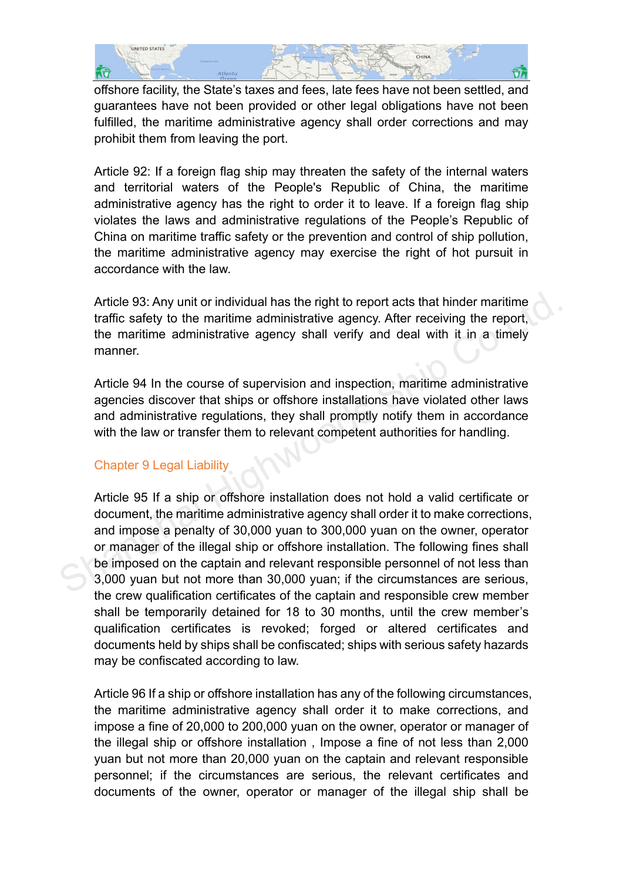offshore facility, the State's taxes and fees, late fees have not been settled, and guarantees have not been provided or other legal obligations have not been fulfilled, the maritime administrative agency shall order corrections and may prohibit them from leaving the port.

Article 92: If a foreign flag ship may threaten the safety of the internal waters and territorial waters of the People's Republic of China, the maritime administrative agency has the right to order it to leave. If a foreign flag ship violates the laws and administrative regulations of the People's Republic of China on maritime traffic safety or the prevention and control of ship pollution, the maritime administrative agency may exercise the right of hot pursuit in accordance with the law.

Article 93: Any unit or individual has the right to report acts that hinder maritime traffic safety to the maritime administrative agency. After receiving the report, the maritime administrative agency shall verify and deal with it in a timely manner.

Article 94 In the course of supervision and inspection, maritime administrative agencies discover that ships or offshore installations have violated other laws and administrative regulations, they shall promptly notify them in accordance with the law or transfer them to relevant competent authorities for handling.

## Chapter 9 Legal Liability

Article 95 If a ship or offshore installation does not hold a valid certificate or document, the maritime administrative agency shall order it to make corrections, and impose a penalty of 30,000 yuan to 300,000 yuan on the owner, operator or manager of the illegal ship or offshore installation. The following fines shall be imposed on the captain and relevant responsible personnel of not less than 3,000 yuan but not more than 30,000 yuan; if the circumstances are serious, the crew qualification certificates of the captain and responsible crew member shall be temporarily detained for 18 to 30 months, until the crew member's qualification certificates is revoked; forged or altered certificates and documents held by ships shall be confiscated; ships with serious safety hazards may be confiscated according to law.

Article 96 If a ship or offshore installation has any of the following circumstances, the maritime administrative agency shall order it to make corrections, and impose a fine of 20,000 to 200,000 yuan on the owner, operator or manager of the illegal ship or offshore installation , Impose a fine of not less than 2,000 yuan but not more than 20,000 yuan on the captain and relevant responsible personnel; if the circumstances are serious, the relevant certificates and documents of the owner, operator or manager of the illegal ship shall be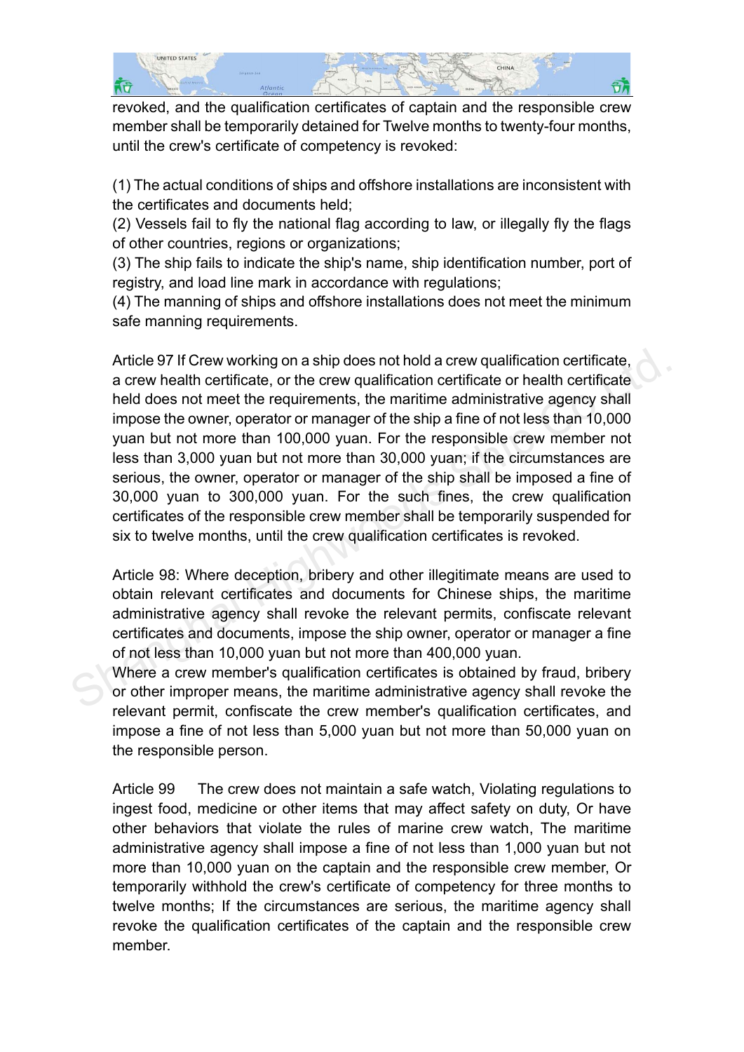revoked, and the qualification certificates of captain and the responsible crew member shall be temporarily detained for Twelve months to twenty-four months, until the crew's certificate of competency is revoked:

(1) The actual conditions of ships and offshore installations are inconsistent with the certificates and documents held;
(2) Vessels fail to fly the national flag according to law, or illegally fly the flags of other countries, regions or organizations;
(3) The ship fails to indicate the ship's name, ship identification number, port of registry, and load line mark in accordance with regulations;
(4) The manning of ships and offshore installations does not meet the minimum safe manning requirements.

Article 97 If Crew working on a ship does not hold a crew qualification certificate, a crew health certificate, or the crew qualification certificate or health certificate held does not meet the requirements, the maritime administrative agency shall impose the owner, operator or manager of the ship a fine of not less than 10,000 yuan but not more than 100,000 yuan. For the responsible crew member not less than 3,000 yuan but not more than 30,000 yuan; if the circumstances are serious, the owner, operator or manager of the ship shall be imposed a fine of 30,000 yuan to 300,000 yuan. For the such fines, the crew qualification certificates of the responsible crew member shall be temporarily suspended for six to twelve months, until the crew qualification certificates is revoked.

Article 98: Where deception, bribery and other illegitimate means are used to obtain relevant certificates and documents for Chinese ships, the maritime administrative agency shall revoke the relevant permits, confiscate relevant certificates and documents, impose the ship owner, operator or manager a fine of not less than 10,000 yuan but not more than 400,000 yuan.
Where a crew member's qualification certificates is obtained by fraud, bribery or other improper means, the maritime administrative agency shall revoke the relevant permit, confiscate the crew member's qualification certificates, and impose a fine of not less than 5,000 yuan but not more than 50,000 yuan on the responsible person.

Article 99 The crew does not maintain a safe watch, Violating regulations to ingest food, medicine or other items that may affect safety on duty, Or have other behaviors that violate the rules of marine crew watch, The maritime administrative agency shall impose a fine of not less than 1,000 yuan but not more than 10,000 yuan on the captain and the responsible crew member, Or temporarily withhold the crew's certificate of competency for three months to twelve months; If the circumstances are serious, the maritime agency shall revoke the qualification certificates of the captain and the responsible crew member.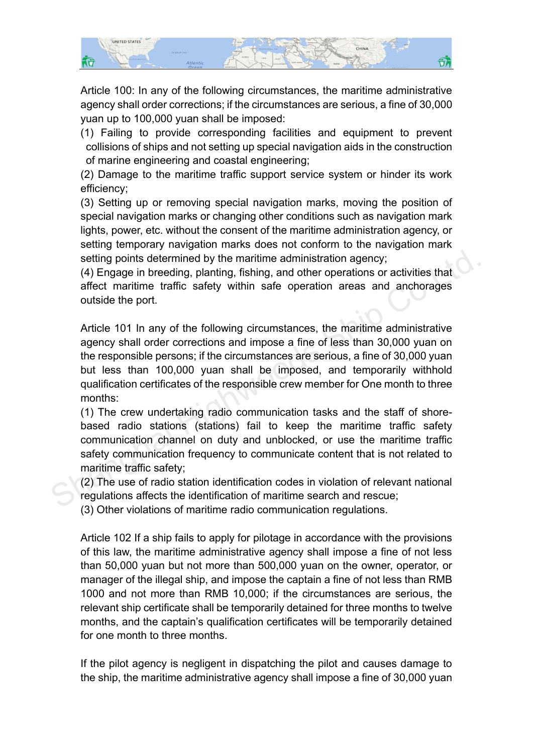Article 100: In any of the following circumstances, the maritime administrative agency shall order corrections; if the circumstances are serious, a fine of 30,000 yuan up to 100,000 yuan shall be imposed:

(1) Failing to provide corresponding facilities and equipment to prevent collisions of ships and not setting up special navigation aids in the construction of marine engineering and coastal engineering;

(2) Damage to the maritime traffic support service system or hinder its work efficiency;

(3) Setting up or removing special navigation marks, moving the position of special navigation marks or changing other conditions such as navigation mark lights, power, etc. without the consent of the maritime administration agency, or setting temporary navigation marks does not conform to the navigation mark setting points determined by the maritime administration agency;

(4) Engage in breeding, planting, fishing, and other operations or activities that affect maritime traffic safety within safe operation areas and anchorages outside the port.

Article 101 In any of the following circumstances, the maritime administrative agency shall order corrections and impose a fine of less than 30,000 yuan on the responsible persons; if the circumstances are serious, a fine of 30,000 yuan but less than 100,000 yuan shall be imposed, and temporarily withhold qualification certificates of the responsible crew member for One month to three months:

(1) The crew undertaking radio communication tasks and the staff of shore-based radio stations (stations) fail to keep the maritime traffic safety communication channel on duty and unblocked, or use the maritime traffic safety communication frequency to communicate content that is not related to maritime traffic safety;

(2) The use of radio station identification codes in violation of relevant national regulations affects the identification of maritime search and rescue;

(3) Other violations of maritime radio communication regulations.

Article 102 If a ship fails to apply for pilotage in accordance with the provisions of this law, the maritime administrative agency shall impose a fine of not less than 50,000 yuan but not more than 500,000 yuan on the owner, operator, or manager of the illegal ship, and impose the captain a fine of not less than RMB 1000 and not more than RMB 10,000; if the circumstances are serious, the relevant ship certificate shall be temporarily detained for three months to twelve months, and the captain's qualification certificates will be temporarily detained for one month to three months.

If the pilot agency is negligent in dispatching the pilot and causes damage to the ship, the maritime administrative agency shall impose a fine of 30,000 yuan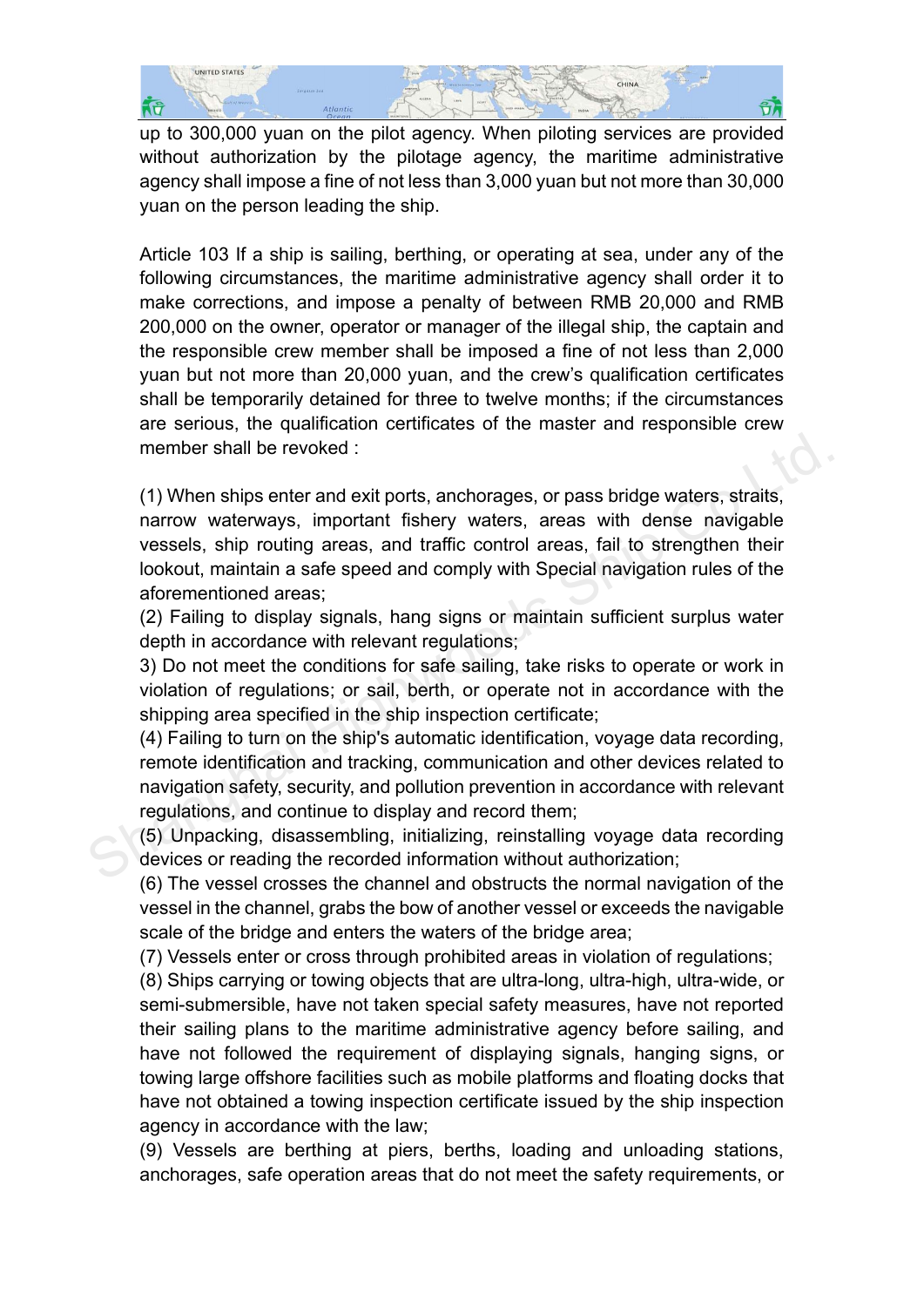up to 300,000 yuan on the pilot agency. When piloting services are provided without authorization by the pilotage agency, the maritime administrative agency shall impose a fine of not less than 3,000 yuan but not more than 30,000 yuan on the person leading the ship.

Article 103 If a ship is sailing, berthing, or operating at sea, under any of the following circumstances, the maritime administrative agency shall order it to make corrections, and impose a penalty of between RMB 20,000 and RMB 200,000 on the owner, operator or manager of the illegal ship, the captain and the responsible crew member shall be imposed a fine of not less than 2,000 yuan but not more than 20,000 yuan, and the crew's qualification certificates shall be temporarily detained for three to twelve months; if the circumstances are serious, the qualification certificates of the master and responsible crew member shall be revoked :

(1) When ships enter and exit ports, anchorages, or pass bridge waters, straits, narrow waterways, important fishery waters, areas with dense navigable vessels, ship routing areas, and traffic control areas, fail to strengthen their lookout, maintain a safe speed and comply with Special navigation rules of the aforementioned areas;
(2) Failing to display signals, hang signs or maintain sufficient surplus water depth in accordance with relevant regulations;
3) Do not meet the conditions for safe sailing, take risks to operate or work in violation of regulations; or sail, berth, or operate not in accordance with the shipping area specified in the ship inspection certificate;
(4) Failing to turn on the ship's automatic identification, voyage data recording, remote identification and tracking, communication and other devices related to navigation safety, security, and pollution prevention in accordance with relevant regulations, and continue to display and record them;
(5) Unpacking, disassembling, initializing, reinstalling voyage data recording devices or reading the recorded information without authorization;
(6) The vessel crosses the channel and obstructs the normal navigation of the vessel in the channel, grabs the bow of another vessel or exceeds the navigable scale of the bridge and enters the waters of the bridge area;
(7) Vessels enter or cross through prohibited areas in violation of regulations;
(8) Ships carrying or towing objects that are ultra-long, ultra-high, ultra-wide, or semi-submersible, have not taken special safety measures, have not reported their sailing plans to the maritime administrative agency before sailing, and have not followed the requirement of displaying signals, hanging signs, or towing large offshore facilities such as mobile platforms and floating docks that have not obtained a towing inspection certificate issued by the ship inspection agency in accordance with the law;
(9) Vessels are berthing at piers, berths, loading and unloading stations, anchorages, safe operation areas that do not meet the safety requirements, or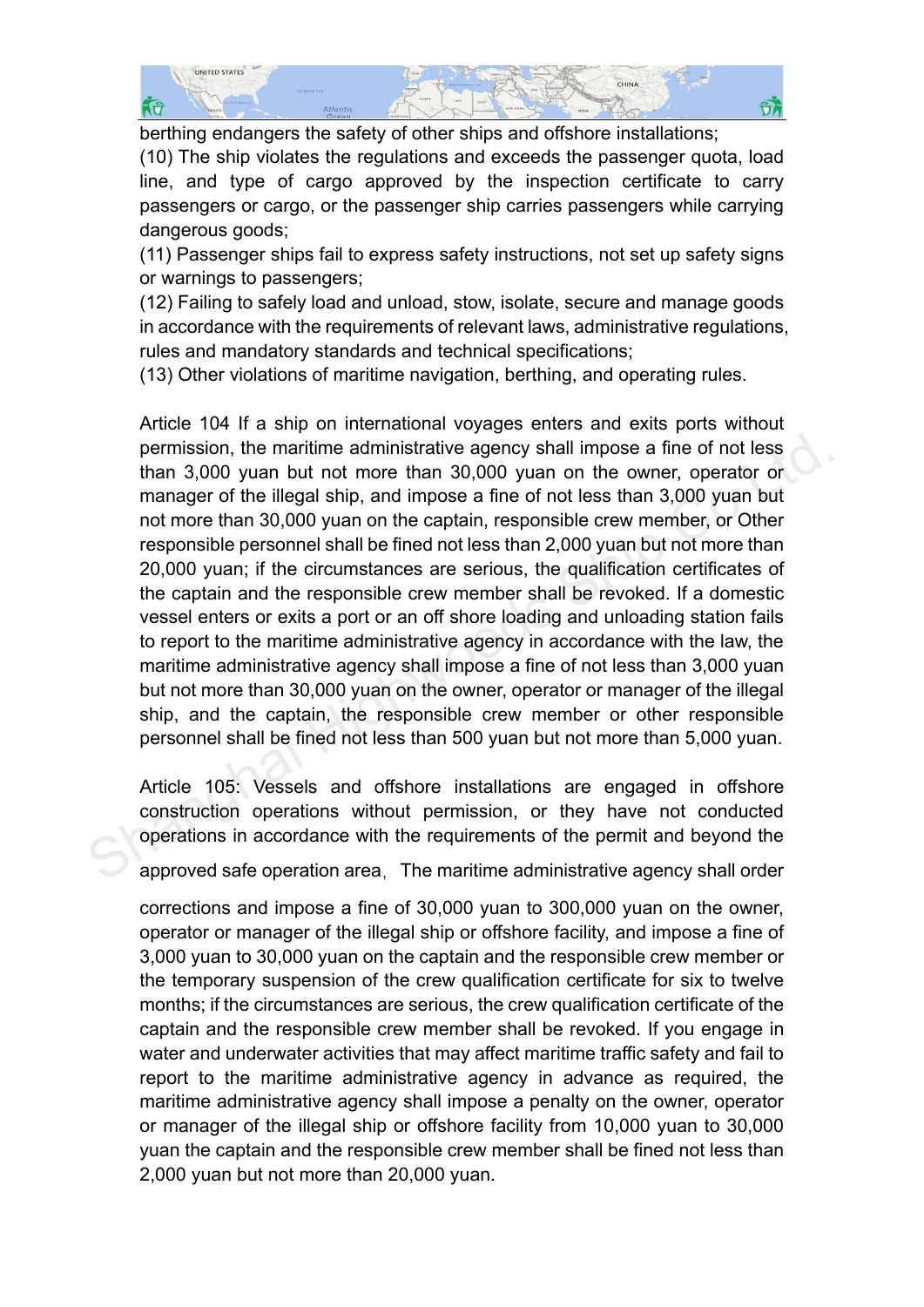berthing endangers the safety of other ships and offshore installations;

(10) The ship violates the regulations and exceeds the passenger quota, load line, and type of cargo approved by the inspection certificate to carry passengers or cargo, or the passenger ship carries passengers while carrying dangerous goods;

(11) Passenger ships fail to express safety instructions, not set up safety signs or warnings to passengers;

(12) Failing to safely load and unload, stow, isolate, secure and manage goods in accordance with the requirements of relevant laws, administrative regulations, rules and mandatory standards and technical specifications;

(13) Other violations of maritime navigation, berthing, and operating rules.

Article 104 If a ship on international voyages enters and exits ports without permission, the maritime administrative agency shall impose a fine of not less than 3,000 yuan but not more than 30,000 yuan on the owner, operator or manager of the illegal ship, and impose a fine of not less than 3,000 yuan but not more than 30,000 yuan on the captain, responsible crew member, or Other responsible personnel shall be fined not less than 2,000 yuan but not more than 20,000 yuan; if the circumstances are serious, the qualification certificates of the captain and the responsible crew member shall be revoked. If a domestic vessel enters or exits a port or an off shore loading and unloading station fails to report to the maritime administrative agency in accordance with the law, the maritime administrative agency shall impose a fine of not less than 3,000 yuan but not more than 30,000 yuan on the owner, operator or manager of the illegal ship, and the captain, the responsible crew member or other responsible personnel shall be fined not less than 500 yuan but not more than 5,000 yuan.

Article 105: Vessels and offshore installations are engaged in offshore construction operations without permission, or they have not conducted operations in accordance with the requirements of the permit and beyond the approved safe operation area, The maritime administrative agency shall order corrections and impose a fine of 30,000 yuan to 300,000 yuan on the owner, operator or manager of the illegal ship or offshore facility, and impose a fine of 3,000 yuan to 30,000 yuan on the captain and the responsible crew member or the temporary suspension of the crew qualification certificate for six to twelve months; if the circumstances are serious, the crew qualification certificate of the captain and the responsible crew member shall be revoked. If you engage in water and underwater activities that may affect maritime traffic safety and fail to report to the maritime administrative agency in advance as required, the maritime administrative agency shall impose a penalty on the owner, operator or manager of the illegal ship or offshore facility from 10,000 yuan to 30,000 yuan the captain and the responsible crew member shall be fined not less than 2,000 yuan but not more than 20,000 yuan.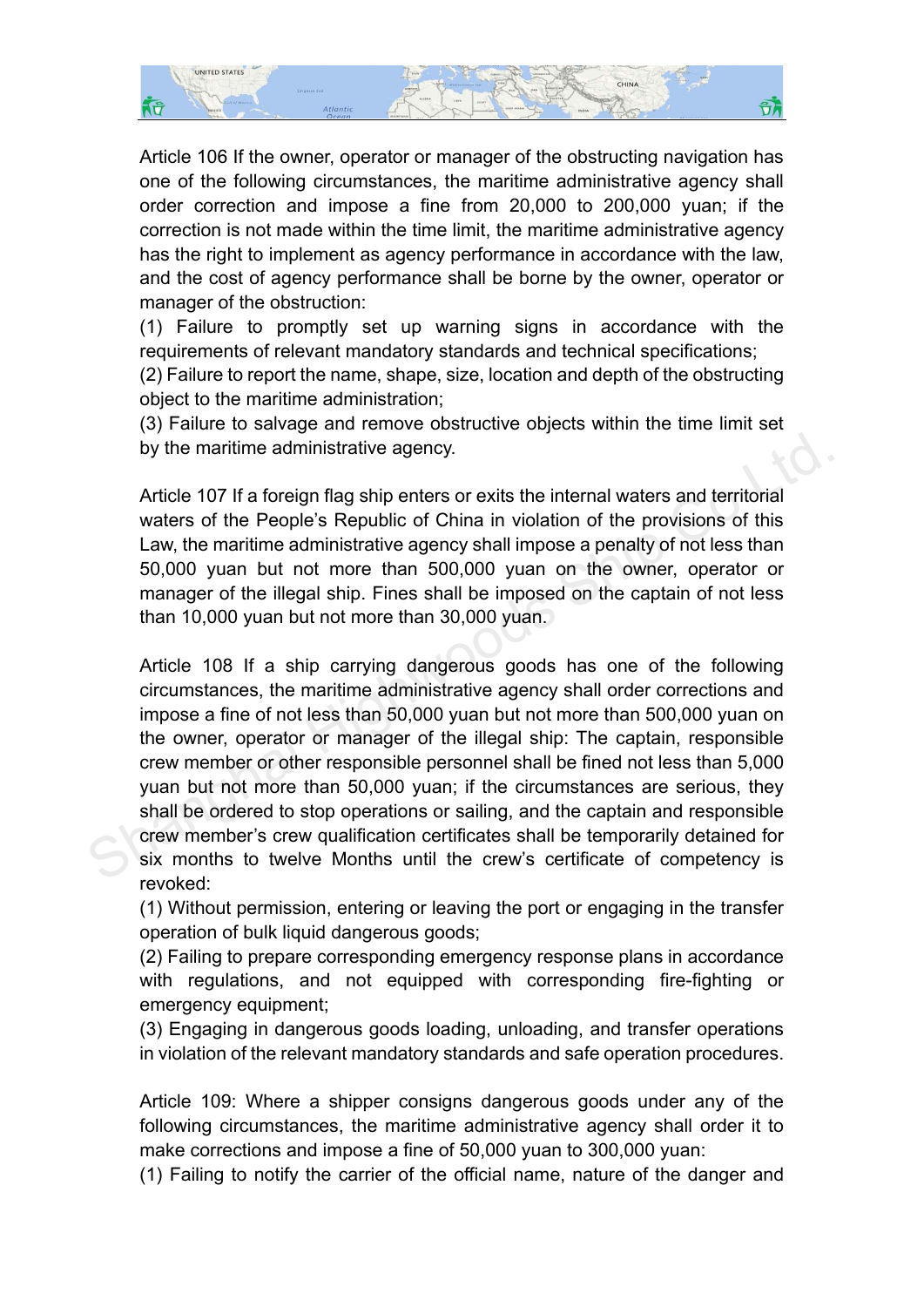Article 106 If the owner, operator or manager of the obstructing navigation has one of the following circumstances, the maritime administrative agency shall order correction and impose a fine from 20,000 to 200,000 yuan; if the correction is not made within the time limit, the maritime administrative agency has the right to implement as agency performance in accordance with the law, and the cost of agency performance shall be borne by the owner, operator or manager of the obstruction:

(1) Failure to promptly set up warning signs in accordance with the requirements of relevant mandatory standards and technical specifications;

(2) Failure to report the name, shape, size, location and depth of the obstructing object to the maritime administration;

(3) Failure to salvage and remove obstructive objects within the time limit set by the maritime administrative agency.

Article 107 If a foreign flag ship enters or exits the internal waters and territorial waters of the People's Republic of China in violation of the provisions of this Law, the maritime administrative agency shall impose a penalty of not less than 50,000 yuan but not more than 500,000 yuan on the owner, operator or manager of the illegal ship. Fines shall be imposed on the captain of not less than 10,000 yuan but not more than 30,000 yuan.

Article 108 If a ship carrying dangerous goods has one of the following circumstances, the maritime administrative agency shall order corrections and impose a fine of not less than 50,000 yuan but not more than 500,000 yuan on the owner, operator or manager of the illegal ship: The captain, responsible crew member or other responsible personnel shall be fined not less than 5,000 yuan but not more than 50,000 yuan; if the circumstances are serious, they shall be ordered to stop operations or sailing, and the captain and responsible crew member's crew qualification certificates shall be temporarily detained for six months to twelve Months until the crew's certificate of competency is revoked:

(1) Without permission, entering or leaving the port or engaging in the transfer operation of bulk liquid dangerous goods;

(2) Failing to prepare corresponding emergency response plans in accordance with regulations, and not equipped with corresponding fire-fighting or emergency equipment;

(3) Engaging in dangerous goods loading, unloading, and transfer operations in violation of the relevant mandatory standards and safe operation procedures.

Article 109: Where a shipper consigns dangerous goods under any of the following circumstances, the maritime administrative agency shall order it to make corrections and impose a fine of 50,000 yuan to 300,000 yuan:

(1) Failing to notify the carrier of the official name, nature of the danger and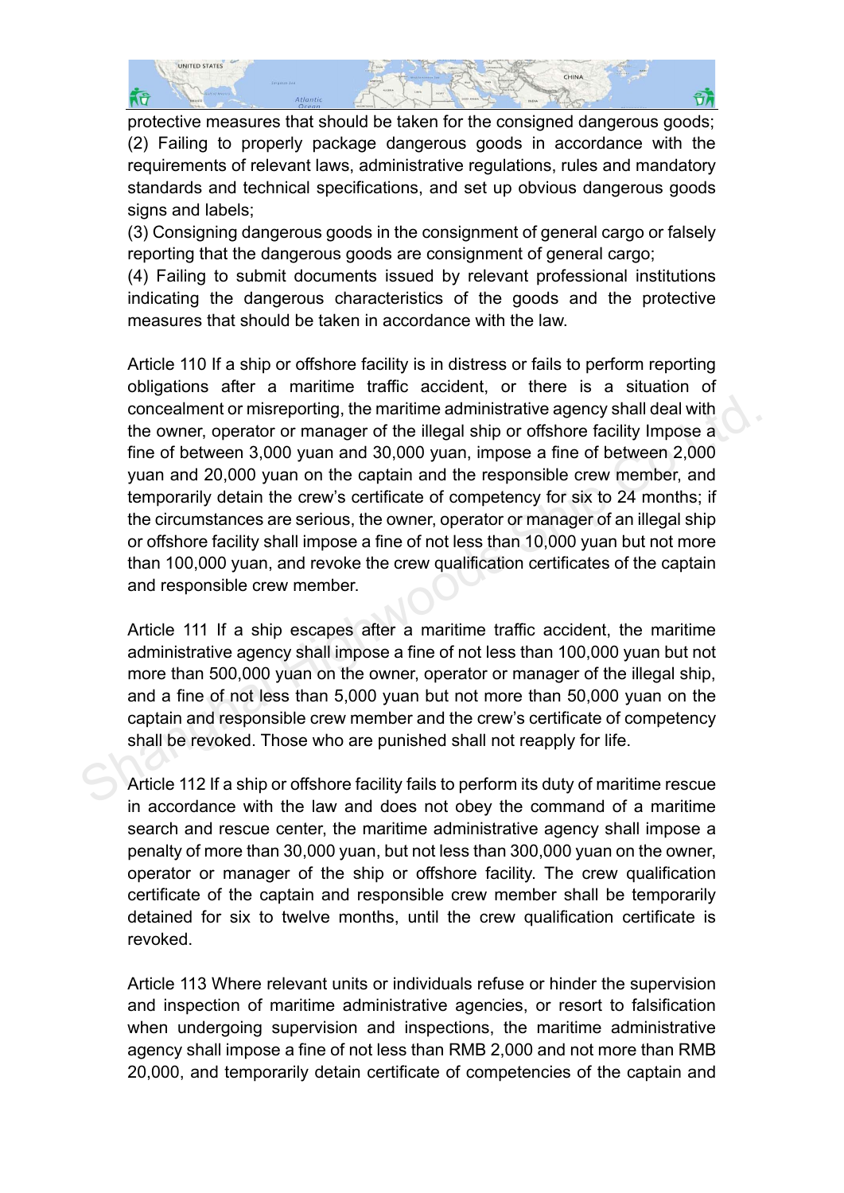protective measures that should be taken for the consigned dangerous goods;
(2) Failing to properly package dangerous goods in accordance with the requirements of relevant laws, administrative regulations, rules and mandatory standards and technical specifications, and set up obvious dangerous goods signs and labels;
(3) Consigning dangerous goods in the consignment of general cargo or falsely reporting that the dangerous goods are consignment of general cargo;
(4) Failing to submit documents issued by relevant professional institutions indicating the dangerous characteristics of the goods and the protective measures that should be taken in accordance with the law.

Article 110 If a ship or offshore facility is in distress or fails to perform reporting obligations after a maritime traffic accident, or there is a situation of concealment or misreporting, the maritime administrative agency shall deal with the owner, operator or manager of the illegal ship or offshore facility Impose a fine of between 3,000 yuan and 30,000 yuan, impose a fine of between 2,000 yuan and 20,000 yuan on the captain and the responsible crew member, and temporarily detain the crew's certificate of competency for six to 24 months; if the circumstances are serious, the owner, operator or manager of an illegal ship or offshore facility shall impose a fine of not less than 10,000 yuan but not more than 100,000 yuan, and revoke the crew qualification certificates of the captain and responsible crew member.

Article 111 If a ship escapes after a maritime traffic accident, the maritime administrative agency shall impose a fine of not less than 100,000 yuan but not more than 500,000 yuan on the owner, operator or manager of the illegal ship, and a fine of not less than 5,000 yuan but not more than 50,000 yuan on the captain and responsible crew member and the crew's certificate of competency shall be revoked. Those who are punished shall not reapply for life.

Article 112 If a ship or offshore facility fails to perform its duty of maritime rescue in accordance with the law and does not obey the command of a maritime search and rescue center, the maritime administrative agency shall impose a penalty of more than 30,000 yuan, but not less than 300,000 yuan on the owner, operator or manager of the ship or offshore facility. The crew qualification certificate of the captain and responsible crew member shall be temporarily detained for six to twelve months, until the crew qualification certificate is revoked.

Article 113 Where relevant units or individuals refuse or hinder the supervision and inspection of maritime administrative agencies, or resort to falsification when undergoing supervision and inspections, the maritime administrative agency shall impose a fine of not less than RMB 2,000 and not more than RMB 20,000, and temporarily detain certificate of competencies of the captain and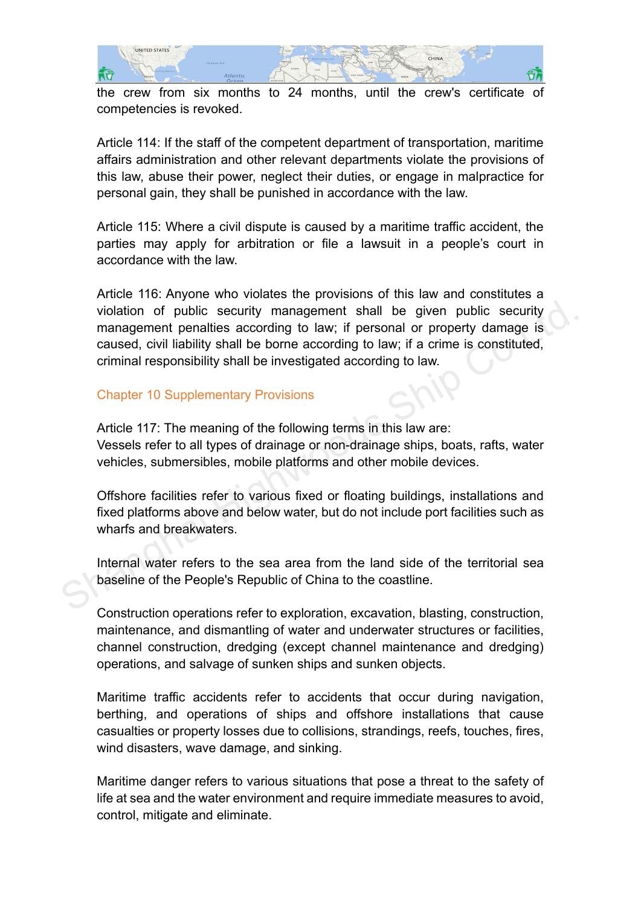the crew from six months to 24 months, until the crew's certificate of competencies is revoked.

Article 114: If the staff of the competent department of transportation, maritime affairs administration and other relevant departments violate the provisions of this law, abuse their power, neglect their duties, or engage in malpractice for personal gain, they shall be punished in accordance with the law.

Article 115: Where a civil dispute is caused by a maritime traffic accident, the parties may apply for arbitration or file a lawsuit in a people's court in accordance with the law.

Article 116: Anyone who violates the provisions of this law and constitutes a violation of public security management shall be given public security management penalties according to law; if personal or property damage is caused, civil liability shall be borne according to law; if a crime is constituted, criminal responsibility shall be investigated according to law.

## Chapter 10 Supplementary Provisions

Article 117: The meaning of the following terms in this law are:
Vessels refer to all types of drainage or non-drainage ships, boats, rafts, water vehicles, submersibles, mobile platforms and other mobile devices.

Offshore facilities refer to various fixed or floating buildings, installations and fixed platforms above and below water, but do not include port facilities such as wharfs and breakwaters.

Internal water refers to the sea area from the land side of the territorial sea baseline of the People's Republic of China to the coastline.

Construction operations refer to exploration, excavation, blasting, construction, maintenance, and dismantling of water and underwater structures or facilities, channel construction, dredging (except channel maintenance and dredging) operations, and salvage of sunken ships and sunken objects.

Maritime traffic accidents refer to accidents that occur during navigation, berthing, and operations of ships and offshore installations that cause casualties or property losses due to collisions, strandings, reefs, touches, fires, wind disasters, wave damage, and sinking.

Maritime danger refers to various situations that pose a threat to the safety of life at sea and the water environment and require immediate measures to avoid, control, mitigate and eliminate.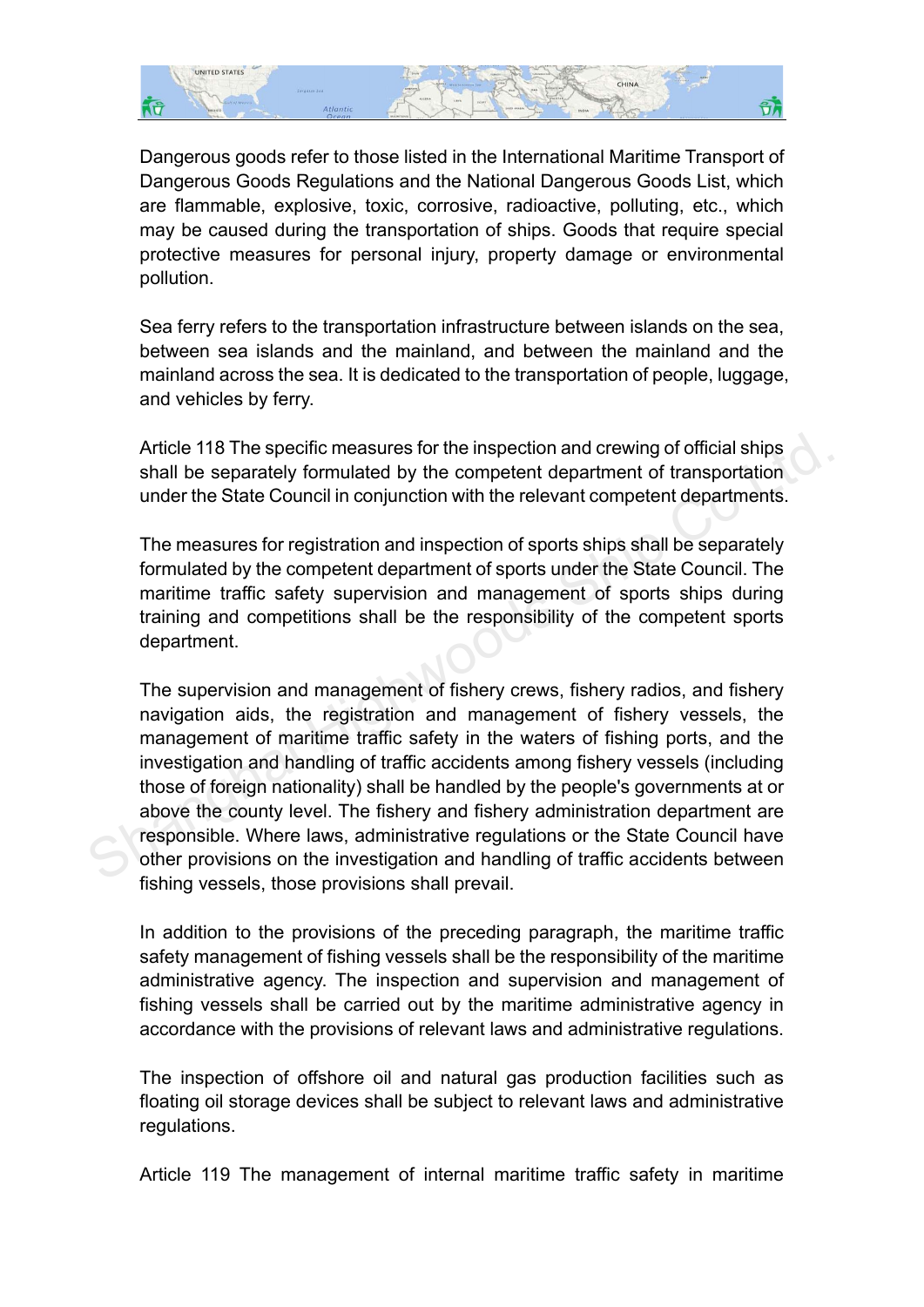Dangerous goods refer to those listed in the International Maritime Transport of Dangerous Goods Regulations and the National Dangerous Goods List, which are flammable, explosive, toxic, corrosive, radioactive, polluting, etc., which may be caused during the transportation of ships. Goods that require special protective measures for personal injury, property damage or environmental pollution.

Sea ferry refers to the transportation infrastructure between islands on the sea, between sea islands and the mainland, and between the mainland and the mainland across the sea. It is dedicated to the transportation of people, luggage, and vehicles by ferry.

Article 118 The specific measures for the inspection and crewing of official ships shall be separately formulated by the competent department of transportation under the State Council in conjunction with the relevant competent departments.

The measures for registration and inspection of sports ships shall be separately formulated by the competent department of sports under the State Council. The maritime traffic safety supervision and management of sports ships during training and competitions shall be the responsibility of the competent sports department.

The supervision and management of fishery crews, fishery radios, and fishery navigation aids, the registration and management of fishery vessels, the management of maritime traffic safety in the waters of fishing ports, and the investigation and handling of traffic accidents among fishery vessels (including those of foreign nationality) shall be handled by the people's governments at or above the county level. The fishery and fishery administration department are responsible. Where laws, administrative regulations or the State Council have other provisions on the investigation and handling of traffic accidents between fishing vessels, those provisions shall prevail.

In addition to the provisions of the preceding paragraph, the maritime traffic safety management of fishing vessels shall be the responsibility of the maritime administrative agency. The inspection and supervision and management of fishing vessels shall be carried out by the maritime administrative agency in accordance with the provisions of relevant laws and administrative regulations.

The inspection of offshore oil and natural gas production facilities such as floating oil storage devices shall be subject to relevant laws and administrative regulations.

Article 119 The management of internal maritime traffic safety in maritime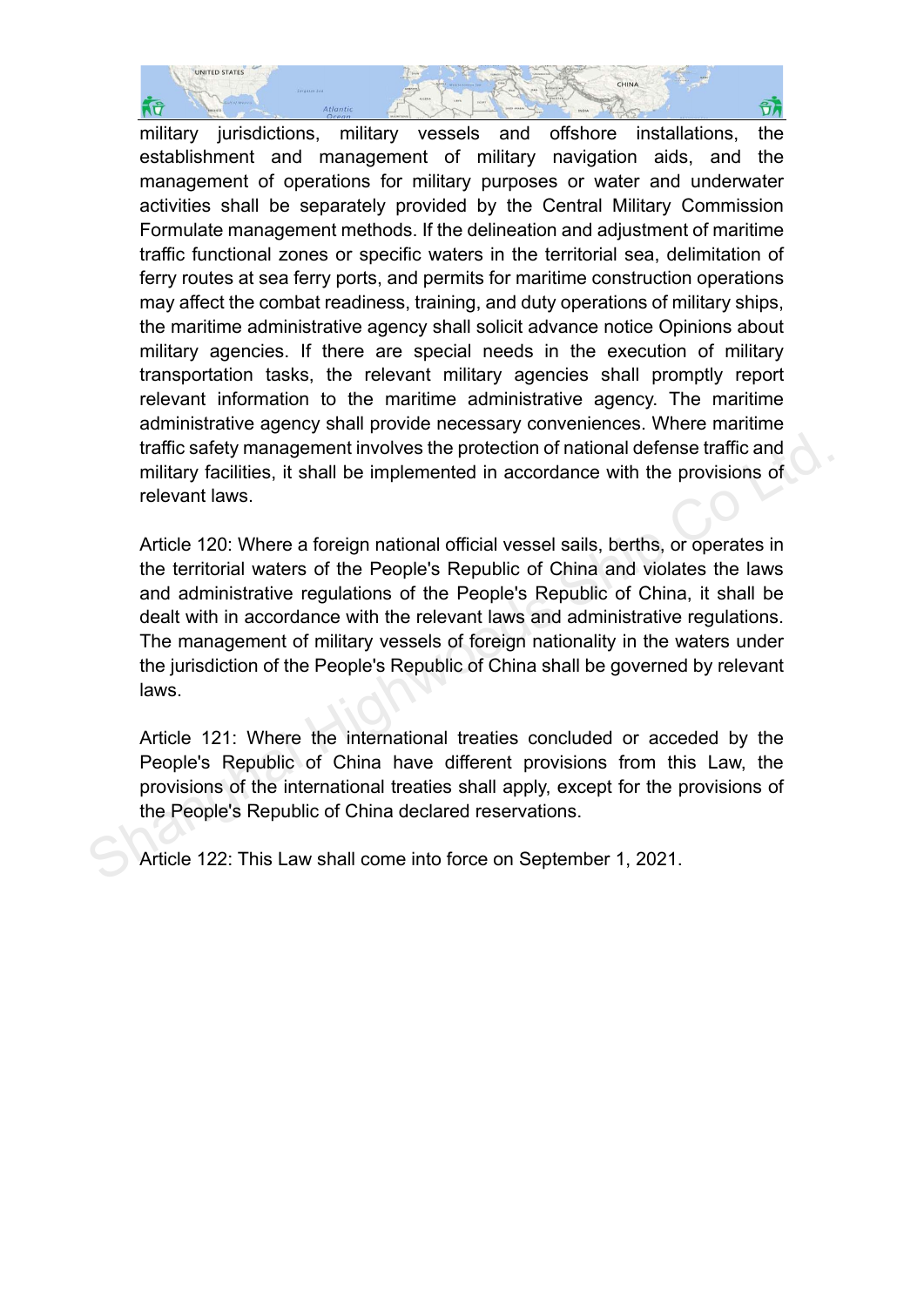military jurisdictions, military vessels and offshore installations, the establishment and management of military navigation aids, and the management of operations for military purposes or water and underwater activities shall be separately provided by the Central Military Commission Formulate management methods. If the delineation and adjustment of maritime traffic functional zones or specific waters in the territorial sea, delimitation of ferry routes at sea ferry ports, and permits for maritime construction operations may affect the combat readiness, training, and duty operations of military ships, the maritime administrative agency shall solicit advance notice Opinions about military agencies. If there are special needs in the execution of military transportation tasks, the relevant military agencies shall promptly report relevant information to the maritime administrative agency. The maritime administrative agency shall provide necessary conveniences. Where maritime traffic safety management involves the protection of national defense traffic and military facilities, it shall be implemented in accordance with the provisions of relevant laws.

Article 120: Where a foreign national official vessel sails, berths, or operates in the territorial waters of the People's Republic of China and violates the laws and administrative regulations of the People's Republic of China, it shall be dealt with in accordance with the relevant laws and administrative regulations. The management of military vessels of foreign nationality in the waters under the jurisdiction of the People's Republic of China shall be governed by relevant laws.

Article 121: Where the international treaties concluded or acceded by the People's Republic of China have different provisions from this Law, the provisions of the international treaties shall apply, except for the provisions of the People's Republic of China declared reservations.

Article 122: This Law shall come into force on September 1, 2021.